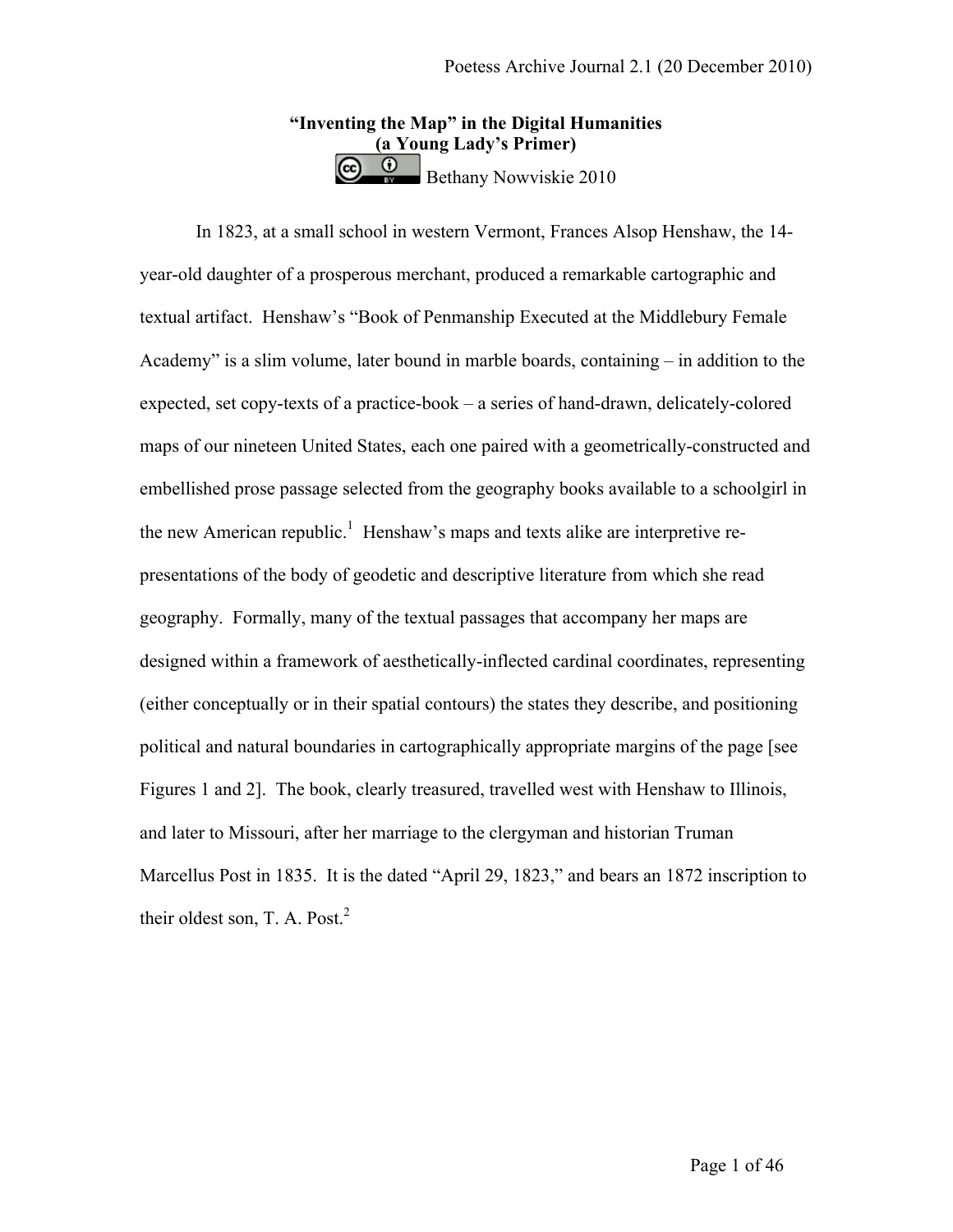# "Inventing the Map" in the Digital Humanities (a Young Lady's Primer)

Bethany Nowviskie 2010

In 1823, at a small school in western Vermont, Frances Alsop Henshaw, the 14-year-old daughter of a prosperous merchant, produced a remarkable cartographic and textual artifact. Henshaw's "Book of Penmanship Executed at the Middlebury Female Academy" is a slim volume, later bound in marble boards, containing – in addition to the expected, set copy-texts of a practice-book – a series of hand-drawn, delicately-colored maps of our nineteen United States, each one paired with a geometrically-constructed and embellished prose passage selected from the geography books available to a schoolgirl in the new American republic.[1] Henshaw's maps and texts alike are interpretive re-presentations of the body of geodetic and descriptive literature from which she read geography. Formally, many of the textual passages that accompany her maps are designed within a framework of aesthetically-inflected cardinal coordinates, representing (either conceptually or in their spatial contours) the states they describe, and positioning political and natural boundaries in cartographically appropriate margins of the page [see Figures 1 and 2]. The book, clearly treasured, travelled west with Henshaw to Illinois, and later to Missouri, after her marriage to the clergyman and historian Truman Marcellus Post in 1835. It is the dated "April 29, 1823," and bears an 1872 inscription to their oldest son, T. A. Post.[2]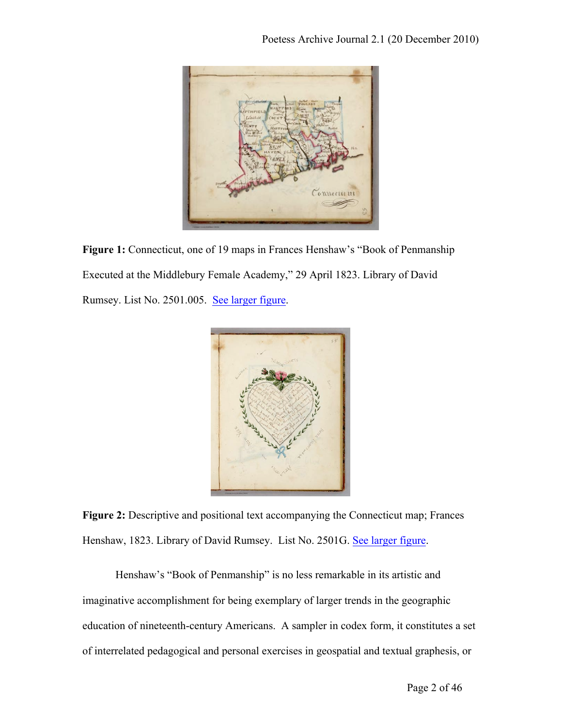**Figure 1:** Connecticut, one of 19 maps in Frances Henshaw's "Book of Penmanship Executed at the Middlebury Female Academy," 29 April 1823. Library of David Rumsey. List No. 2501.005. See larger figure.

**Figure 2:** Descriptive and positional text accompanying the Connecticut map; Frances Henshaw, 1823. Library of David Rumsey. List No. 2501G. See larger figure.

Henshaw's "Book of Penmanship" is no less remarkable in its artistic and imaginative accomplishment for being exemplary of larger trends in the geographic education of nineteenth-century Americans. A sampler in codex form, it constitutes a set of interrelated pedagogical and personal exercises in geospatial and textual graphesis, or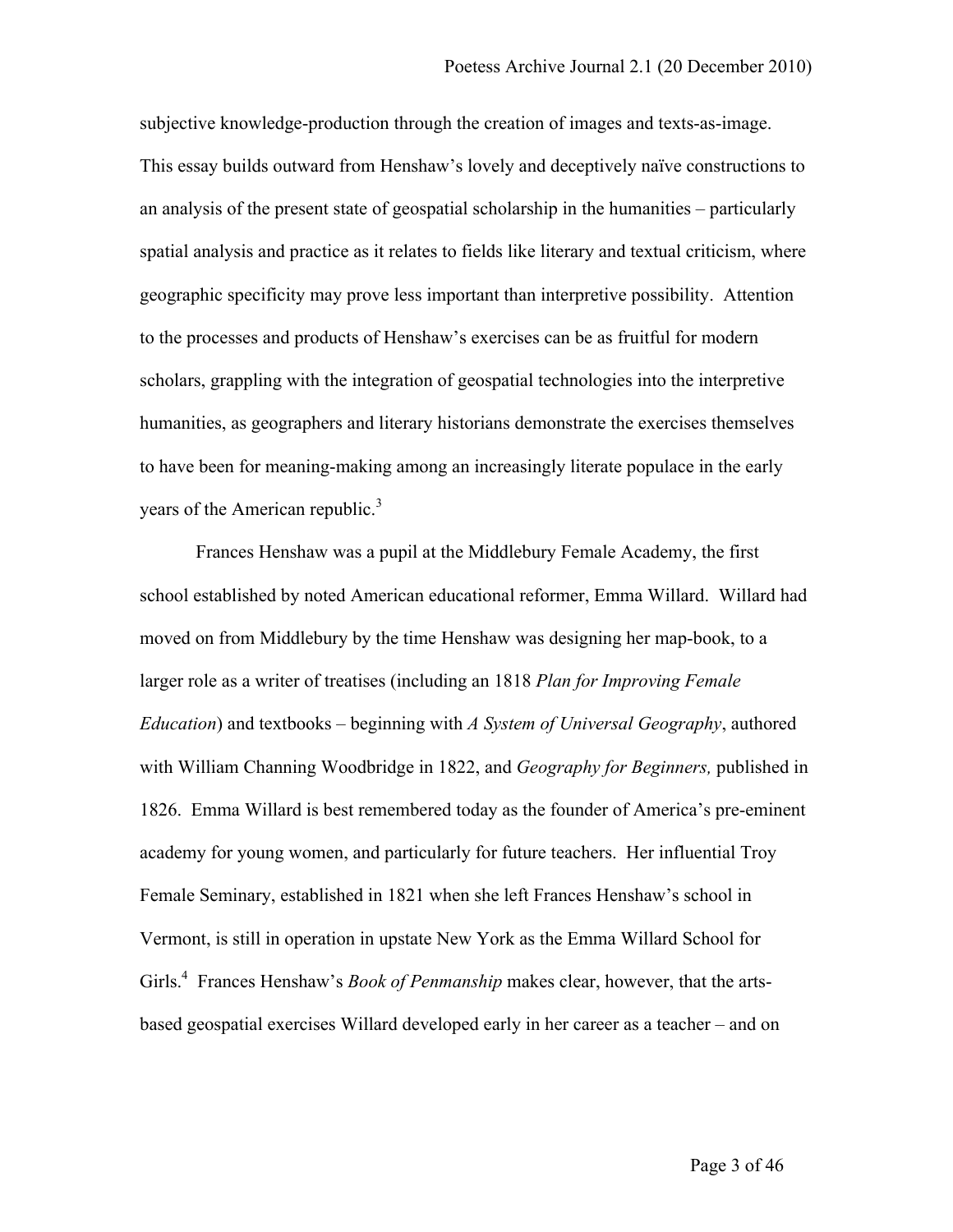subjective knowledge-production through the creation of images and texts-as-image. This essay builds outward from Henshaw's lovely and deceptively naïve constructions to an analysis of the present state of geospatial scholarship in the humanities – particularly spatial analysis and practice as it relates to fields like literary and textual criticism, where geographic specificity may prove less important than interpretive possibility. Attention to the processes and products of Henshaw's exercises can be as fruitful for modern scholars, grappling with the integration of geospatial technologies into the interpretive humanities, as geographers and literary historians demonstrate the exercises themselves to have been for meaning-making among an increasingly literate populace in the early years of the American republic.[3]

Frances Henshaw was a pupil at the Middlebury Female Academy, the first school established by noted American educational reformer, Emma Willard. Willard had moved on from Middlebury by the time Henshaw was designing her map-book, to a larger role as a writer of treatises (including an 1818 *Plan for Improving Female Education*) and textbooks – beginning with *A System of Universal Geography*, authored with William Channing Woodbridge in 1822, and *Geography for Beginners,* published in 1826. Emma Willard is best remembered today as the founder of America's pre-eminent academy for young women, and particularly for future teachers. Her influential Troy Female Seminary, established in 1821 when she left Frances Henshaw's school in Vermont, is still in operation in upstate New York as the Emma Willard School for Girls.[4] Frances Henshaw's *Book of Penmanship* makes clear, however, that the arts-based geospatial exercises Willard developed early in her career as a teacher – and on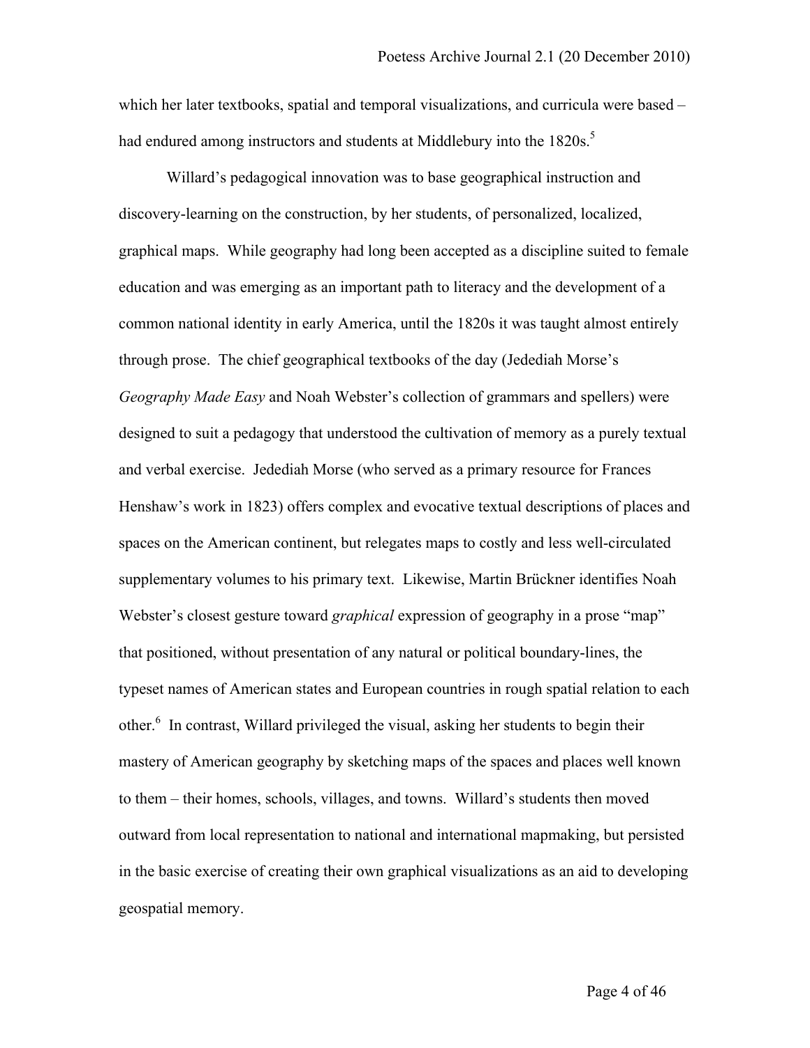which her later textbooks, spatial and temporal visualizations, and curricula were based – had endured among instructors and students at Middlebury into the 1820s.[5]

Willard's pedagogical innovation was to base geographical instruction and discovery-learning on the construction, by her students, of personalized, localized, graphical maps. While geography had long been accepted as a discipline suited to female education and was emerging as an important path to literacy and the development of a common national identity in early America, until the 1820s it was taught almost entirely through prose. The chief geographical textbooks of the day (Jedediah Morse's *Geography Made Easy* and Noah Webster's collection of grammars and spellers) were designed to suit a pedagogy that understood the cultivation of memory as a purely textual and verbal exercise. Jedediah Morse (who served as a primary resource for Frances Henshaw's work in 1823) offers complex and evocative textual descriptions of places and spaces on the American continent, but relegates maps to costly and less well-circulated supplementary volumes to his primary text. Likewise, Martin Brückner identifies Noah Webster's closest gesture toward *graphical* expression of geography in a prose "map" that positioned, without presentation of any natural or political boundary-lines, the typeset names of American states and European countries in rough spatial relation to each other.[6] In contrast, Willard privileged the visual, asking her students to begin their mastery of American geography by sketching maps of the spaces and places well known to them – their homes, schools, villages, and towns. Willard's students then moved outward from local representation to national and international mapmaking, but persisted in the basic exercise of creating their own graphical visualizations as an aid to developing geospatial memory.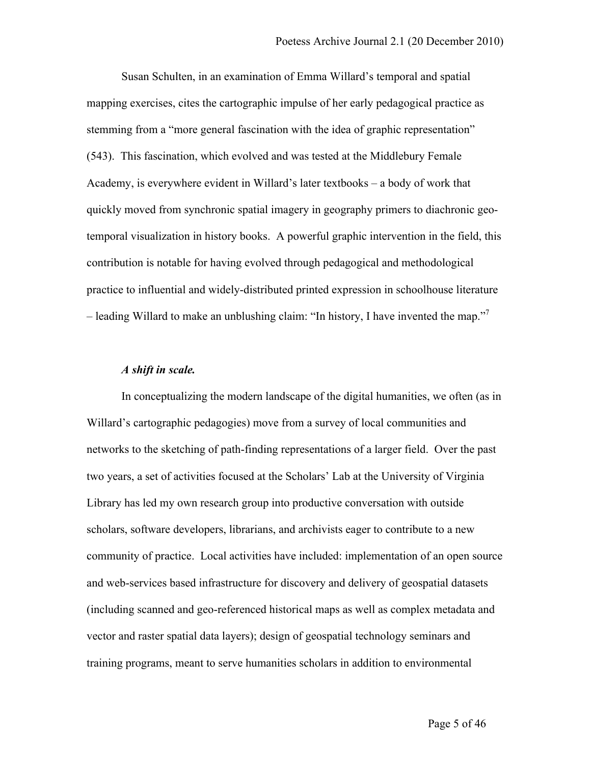Susan Schulten, in an examination of Emma Willard's temporal and spatial mapping exercises, cites the cartographic impulse of her early pedagogical practice as stemming from a "more general fascination with the idea of graphic representation" (543). This fascination, which evolved and was tested at the Middlebury Female Academy, is everywhere evident in Willard's later textbooks – a body of work that quickly moved from synchronic spatial imagery in geography primers to diachronic geo-temporal visualization in history books. A powerful graphic intervention in the field, this contribution is notable for having evolved through pedagogical and methodological practice to influential and widely-distributed printed expression in schoolhouse literature – leading Willard to make an unblushing claim: "In history, I have invented the map."[7]

***A shift in scale.***

In conceptualizing the modern landscape of the digital humanities, we often (as in Willard's cartographic pedagogies) move from a survey of local communities and networks to the sketching of path-finding representations of a larger field. Over the past two years, a set of activities focused at the Scholars' Lab at the University of Virginia Library has led my own research group into productive conversation with outside scholars, software developers, librarians, and archivists eager to contribute to a new community of practice. Local activities have included: implementation of an open source and web-services based infrastructure for discovery and delivery of geospatial datasets (including scanned and geo-referenced historical maps as well as complex metadata and vector and raster spatial data layers); design of geospatial technology seminars and training programs, meant to serve humanities scholars in addition to environmental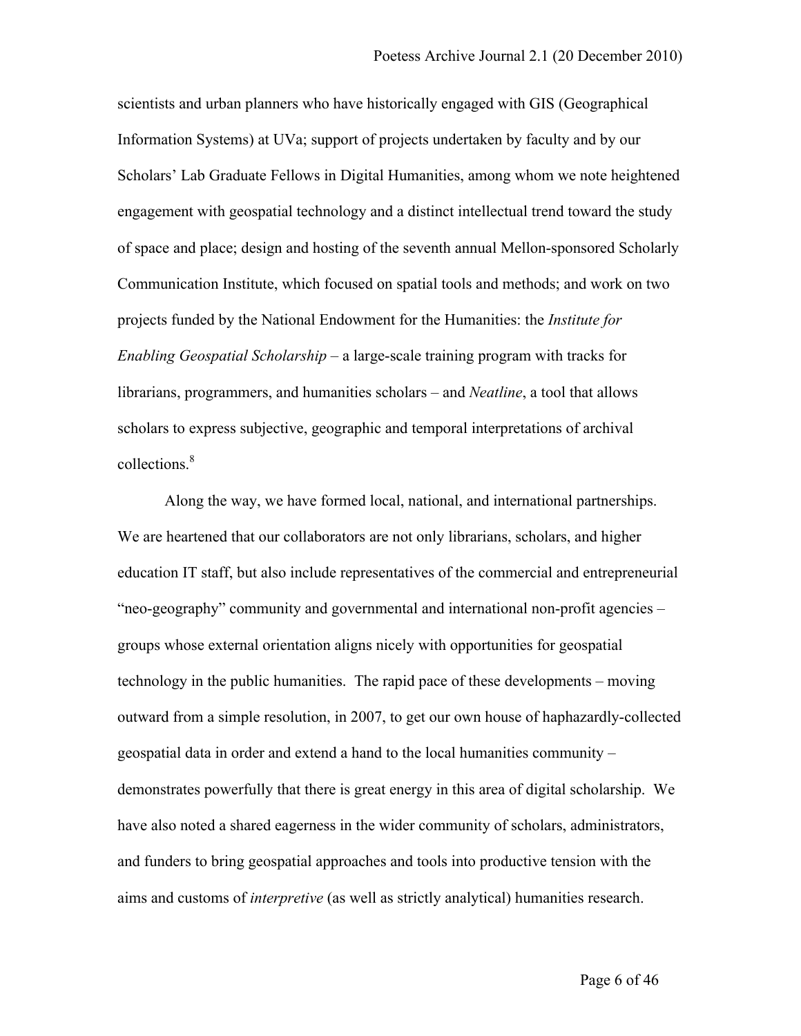scientists and urban planners who have historically engaged with GIS (Geographical Information Systems) at UVa; support of projects undertaken by faculty and by our Scholars' Lab Graduate Fellows in Digital Humanities, among whom we note heightened engagement with geospatial technology and a distinct intellectual trend toward the study of space and place; design and hosting of the seventh annual Mellon-sponsored Scholarly Communication Institute, which focused on spatial tools and methods; and work on two projects funded by the National Endowment for the Humanities: the *Institute for Enabling Geospatial Scholarship* – a large-scale training program with tracks for librarians, programmers, and humanities scholars – and *Neatline*, a tool that allows scholars to express subjective, geographic and temporal interpretations of archival collections.[8]

Along the way, we have formed local, national, and international partnerships. We are heartened that our collaborators are not only librarians, scholars, and higher education IT staff, but also include representatives of the commercial and entrepreneurial "neo-geography" community and governmental and international non-profit agencies – groups whose external orientation aligns nicely with opportunities for geospatial technology in the public humanities. The rapid pace of these developments – moving outward from a simple resolution, in 2007, to get our own house of haphazardly-collected geospatial data in order and extend a hand to the local humanities community – demonstrates powerfully that there is great energy in this area of digital scholarship. We have also noted a shared eagerness in the wider community of scholars, administrators, and funders to bring geospatial approaches and tools into productive tension with the aims and customs of *interpretive* (as well as strictly analytical) humanities research.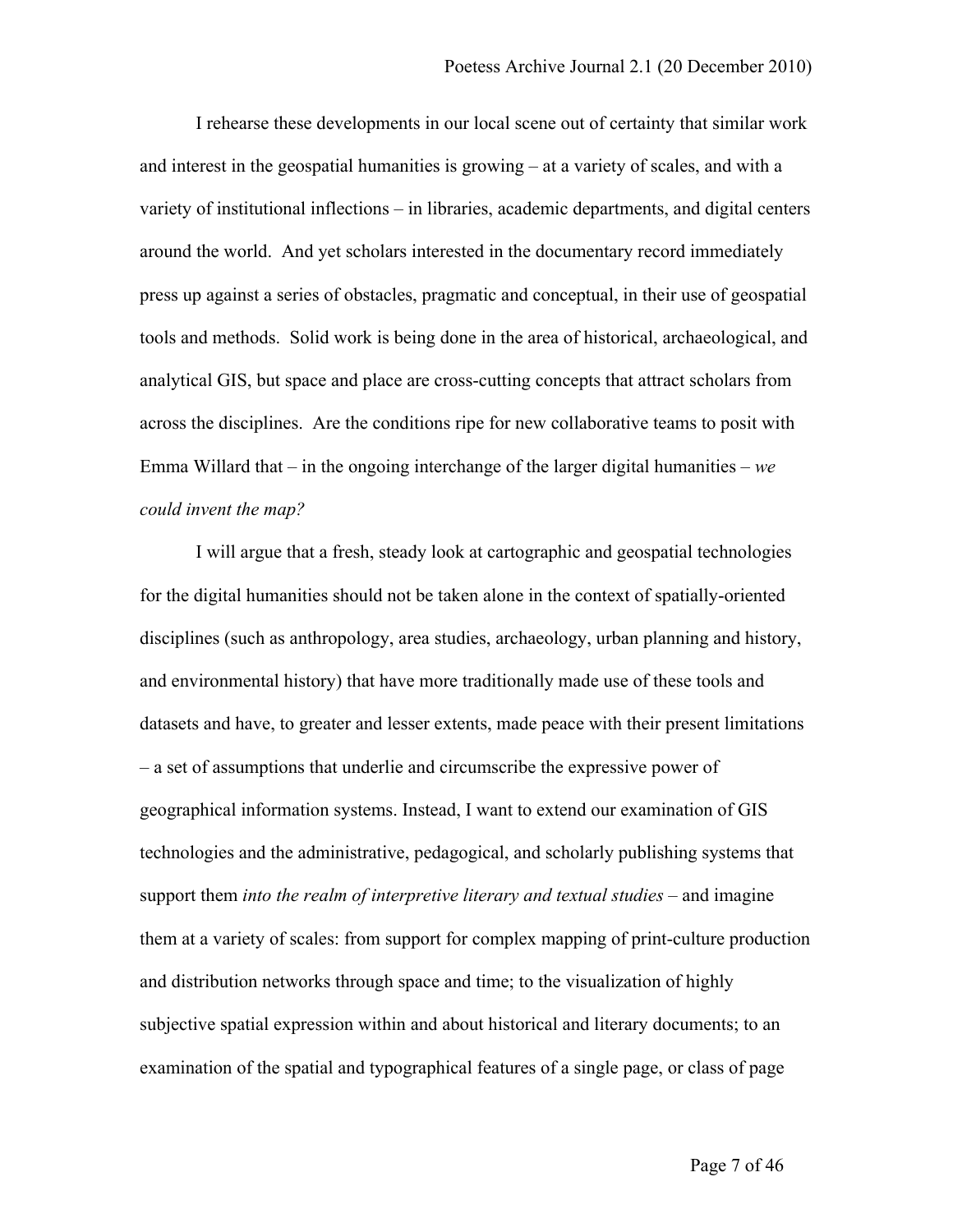I rehearse these developments in our local scene out of certainty that similar work and interest in the geospatial humanities is growing – at a variety of scales, and with a variety of institutional inflections – in libraries, academic departments, and digital centers around the world. And yet scholars interested in the documentary record immediately press up against a series of obstacles, pragmatic and conceptual, in their use of geospatial tools and methods. Solid work is being done in the area of historical, archaeological, and analytical GIS, but space and place are cross-cutting concepts that attract scholars from across the disciplines. Are the conditions ripe for new collaborative teams to posit with Emma Willard that – in the ongoing interchange of the larger digital humanities – *we could invent the map?*

I will argue that a fresh, steady look at cartographic and geospatial technologies for the digital humanities should not be taken alone in the context of spatially-oriented disciplines (such as anthropology, area studies, archaeology, urban planning and history, and environmental history) that have more traditionally made use of these tools and datasets and have, to greater and lesser extents, made peace with their present limitations – a set of assumptions that underlie and circumscribe the expressive power of geographical information systems. Instead, I want to extend our examination of GIS technologies and the administrative, pedagogical, and scholarly publishing systems that support them *into the realm of interpretive literary and textual studies* – and imagine them at a variety of scales: from support for complex mapping of print-culture production and distribution networks through space and time; to the visualization of highly subjective spatial expression within and about historical and literary documents; to an examination of the spatial and typographical features of a single page, or class of page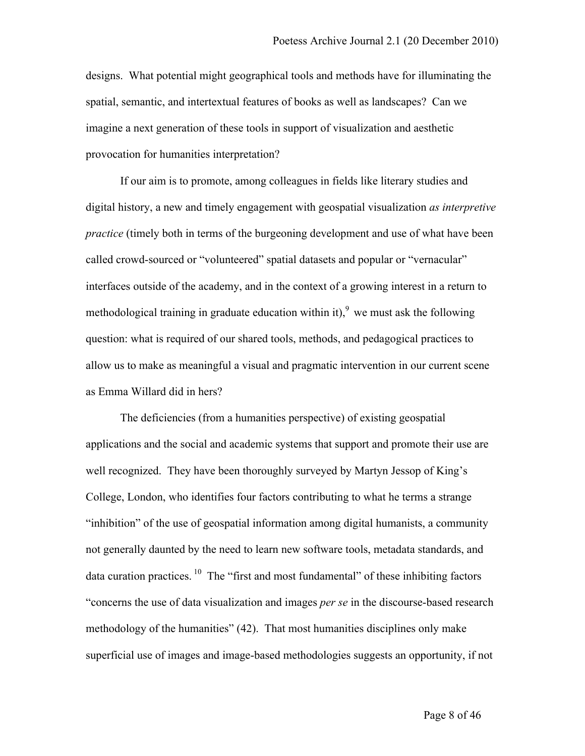designs. What potential might geographical tools and methods have for illuminating the spatial, semantic, and intertextual features of books as well as landscapes? Can we imagine a next generation of these tools in support of visualization and aesthetic provocation for humanities interpretation?

If our aim is to promote, among colleagues in fields like literary studies and digital history, a new and timely engagement with geospatial visualization *as interpretive practice* (timely both in terms of the burgeoning development and use of what have been called crowd-sourced or "volunteered" spatial datasets and popular or "vernacular" interfaces outside of the academy, and in the context of a growing interest in a return to methodological training in graduate education within it),[9] we must ask the following question: what is required of our shared tools, methods, and pedagogical practices to allow us to make as meaningful a visual and pragmatic intervention in our current scene as Emma Willard did in hers?

The deficiencies (from a humanities perspective) of existing geospatial applications and the social and academic systems that support and promote their use are well recognized. They have been thoroughly surveyed by Martyn Jessop of King's College, London, who identifies four factors contributing to what he terms a strange "inhibition" of the use of geospatial information among digital humanists, a community not generally daunted by the need to learn new software tools, metadata standards, and data curation practices.[10] The "first and most fundamental" of these inhibiting factors "concerns the use of data visualization and images *per se* in the discourse-based research methodology of the humanities" (42). That most humanities disciplines only make superficial use of images and image-based methodologies suggests an opportunity, if not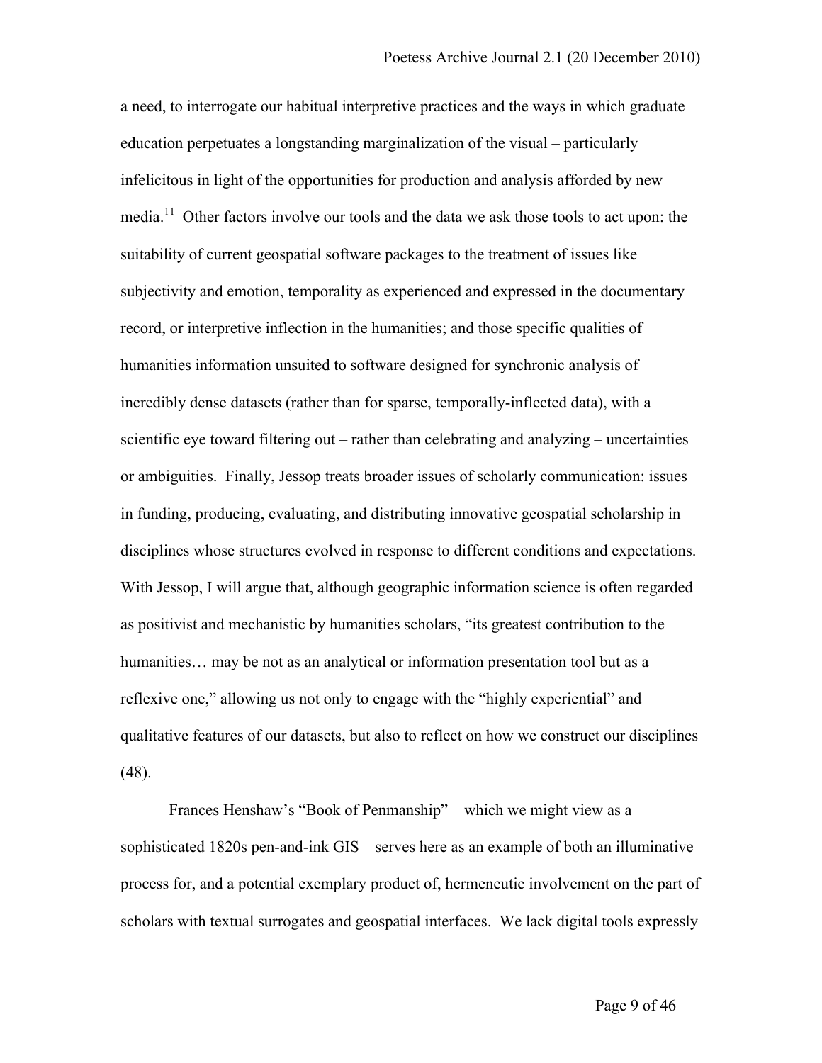a need, to interrogate our habitual interpretive practices and the ways in which graduate education perpetuates a longstanding marginalization of the visual – particularly infelicitous in light of the opportunities for production and analysis afforded by new media.[11] Other factors involve our tools and the data we ask those tools to act upon: the suitability of current geospatial software packages to the treatment of issues like subjectivity and emotion, temporality as experienced and expressed in the documentary record, or interpretive inflection in the humanities; and those specific qualities of humanities information unsuited to software designed for synchronic analysis of incredibly dense datasets (rather than for sparse, temporally-inflected data), with a scientific eye toward filtering out – rather than celebrating and analyzing – uncertainties or ambiguities. Finally, Jessop treats broader issues of scholarly communication: issues in funding, producing, evaluating, and distributing innovative geospatial scholarship in disciplines whose structures evolved in response to different conditions and expectations. With Jessop, I will argue that, although geographic information science is often regarded as positivist and mechanistic by humanities scholars, "its greatest contribution to the humanities… may be not as an analytical or information presentation tool but as a reflexive one," allowing us not only to engage with the "highly experiential" and qualitative features of our datasets, but also to reflect on how we construct our disciplines (48).

Frances Henshaw's "Book of Penmanship" – which we might view as a sophisticated 1820s pen-and-ink GIS – serves here as an example of both an illuminative process for, and a potential exemplary product of, hermeneutic involvement on the part of scholars with textual surrogates and geospatial interfaces. We lack digital tools expressly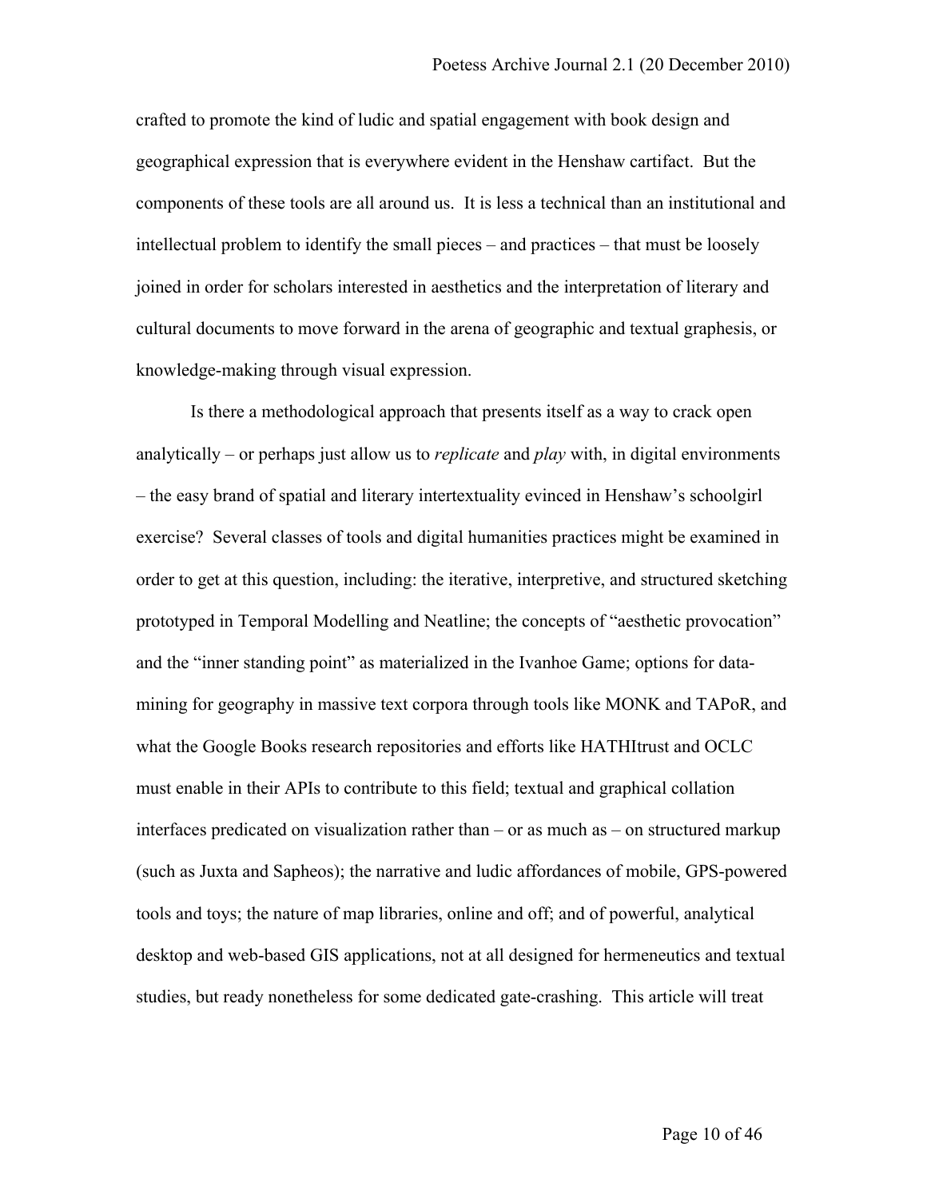crafted to promote the kind of ludic and spatial engagement with book design and geographical expression that is everywhere evident in the Henshaw cartifact. But the components of these tools are all around us. It is less a technical than an institutional and intellectual problem to identify the small pieces – and practices – that must be loosely joined in order for scholars interested in aesthetics and the interpretation of literary and cultural documents to move forward in the arena of geographic and textual graphesis, or knowledge-making through visual expression.

Is there a methodological approach that presents itself as a way to crack open analytically – or perhaps just allow us to *replicate* and *play* with, in digital environments – the easy brand of spatial and literary intertextuality evinced in Henshaw's schoolgirl exercise? Several classes of tools and digital humanities practices might be examined in order to get at this question, including: the iterative, interpretive, and structured sketching prototyped in Temporal Modelling and Neatline; the concepts of "aesthetic provocation" and the "inner standing point" as materialized in the Ivanhoe Game; options for data-mining for geography in massive text corpora through tools like MONK and TAPoR, and what the Google Books research repositories and efforts like HATHItrust and OCLC must enable in their APIs to contribute to this field; textual and graphical collation interfaces predicated on visualization rather than – or as much as – on structured markup (such as Juxta and Sapheos); the narrative and ludic affordances of mobile, GPS-powered tools and toys; the nature of map libraries, online and off; and of powerful, analytical desktop and web-based GIS applications, not at all designed for hermeneutics and textual studies, but ready nonetheless for some dedicated gate-crashing. This article will treat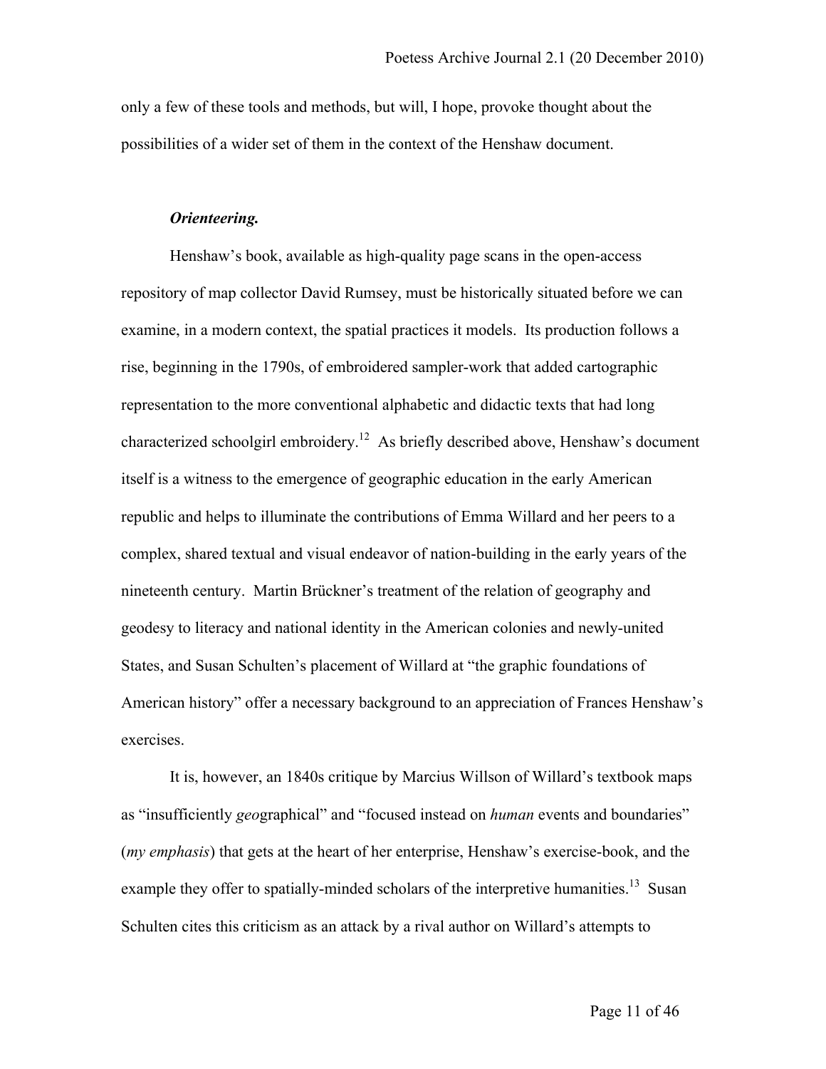only a few of these tools and methods, but will, I hope, provoke thought about the possibilities of a wider set of them in the context of the Henshaw document.

***Orienteering.***

Henshaw's book, available as high-quality page scans in the open-access repository of map collector David Rumsey, must be historically situated before we can examine, in a modern context, the spatial practices it models. Its production follows a rise, beginning in the 1790s, of embroidered sampler-work that added cartographic representation to the more conventional alphabetic and didactic texts that had long characterized schoolgirl embroidery.[12] As briefly described above, Henshaw's document itself is a witness to the emergence of geographic education in the early American republic and helps to illuminate the contributions of Emma Willard and her peers to a complex, shared textual and visual endeavor of nation-building in the early years of the nineteenth century. Martin Brückner's treatment of the relation of geography and geodesy to literacy and national identity in the American colonies and newly-united States, and Susan Schulten's placement of Willard at "the graphic foundations of American history" offer a necessary background to an appreciation of Frances Henshaw's exercises.

It is, however, an 1840s critique by Marcius Willson of Willard's textbook maps as "insufficiently *geo*graphical" and "focused instead on *human* events and boundaries" (*my emphasis*) that gets at the heart of her enterprise, Henshaw's exercise-book, and the example they offer to spatially-minded scholars of the interpretive humanities.[13] Susan Schulten cites this criticism as an attack by a rival author on Willard's attempts to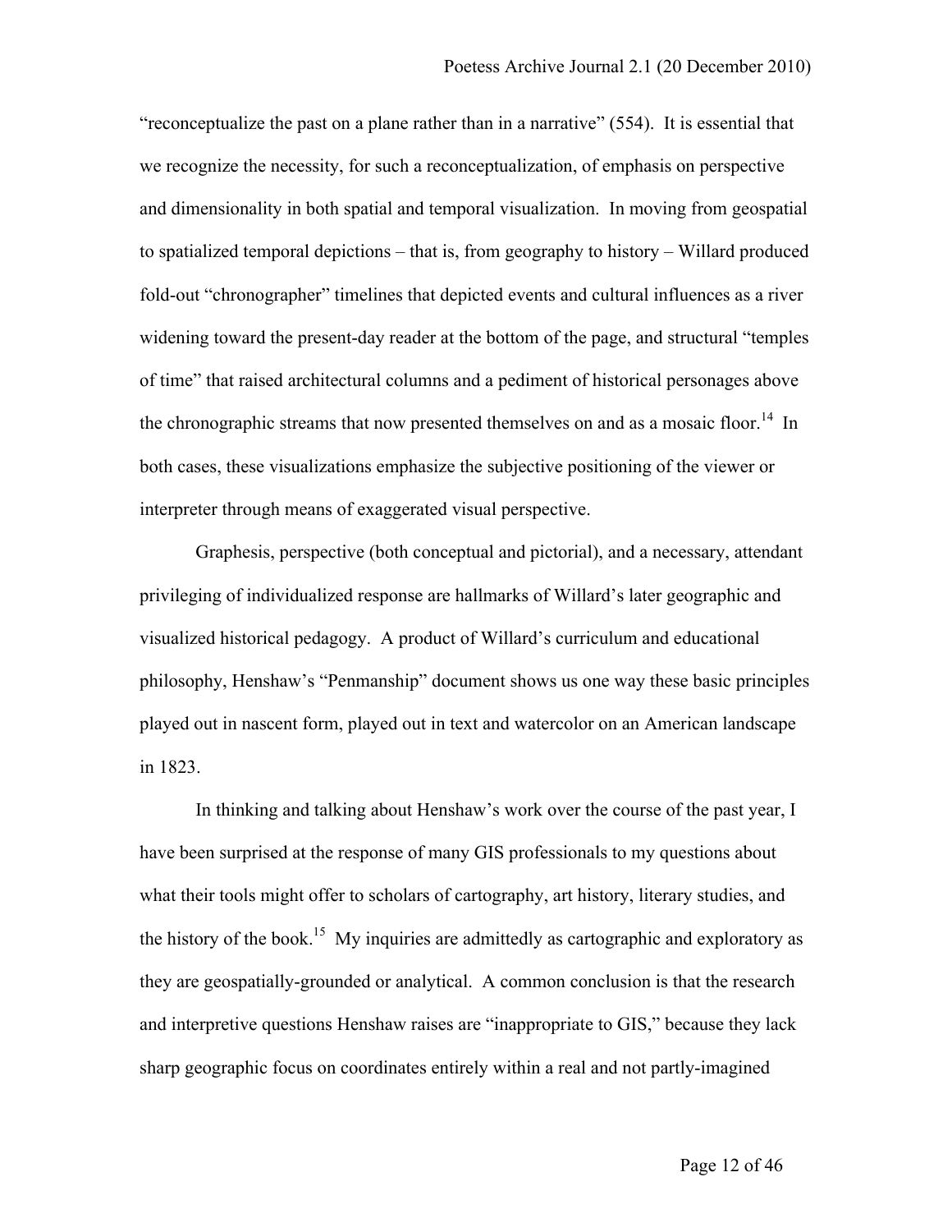"reconceptualize the past on a plane rather than in a narrative" (554). It is essential that we recognize the necessity, for such a reconceptualization, of emphasis on perspective and dimensionality in both spatial and temporal visualization. In moving from geospatial to spatialized temporal depictions – that is, from geography to history – Willard produced fold-out "chronographer" timelines that depicted events and cultural influences as a river widening toward the present-day reader at the bottom of the page, and structural "temples of time" that raised architectural columns and a pediment of historical personages above the chronographic streams that now presented themselves on and as a mosaic floor.[14] In both cases, these visualizations emphasize the subjective positioning of the viewer or interpreter through means of exaggerated visual perspective.

Graphesis, perspective (both conceptual and pictorial), and a necessary, attendant privileging of individualized response are hallmarks of Willard's later geographic and visualized historical pedagogy. A product of Willard's curriculum and educational philosophy, Henshaw's "Penmanship" document shows us one way these basic principles played out in nascent form, played out in text and watercolor on an American landscape in 1823.

In thinking and talking about Henshaw's work over the course of the past year, I have been surprised at the response of many GIS professionals to my questions about what their tools might offer to scholars of cartography, art history, literary studies, and the history of the book.[15] My inquiries are admittedly as cartographic and exploratory as they are geospatially-grounded or analytical. A common conclusion is that the research and interpretive questions Henshaw raises are "inappropriate to GIS," because they lack sharp geographic focus on coordinates entirely within a real and not partly-imagined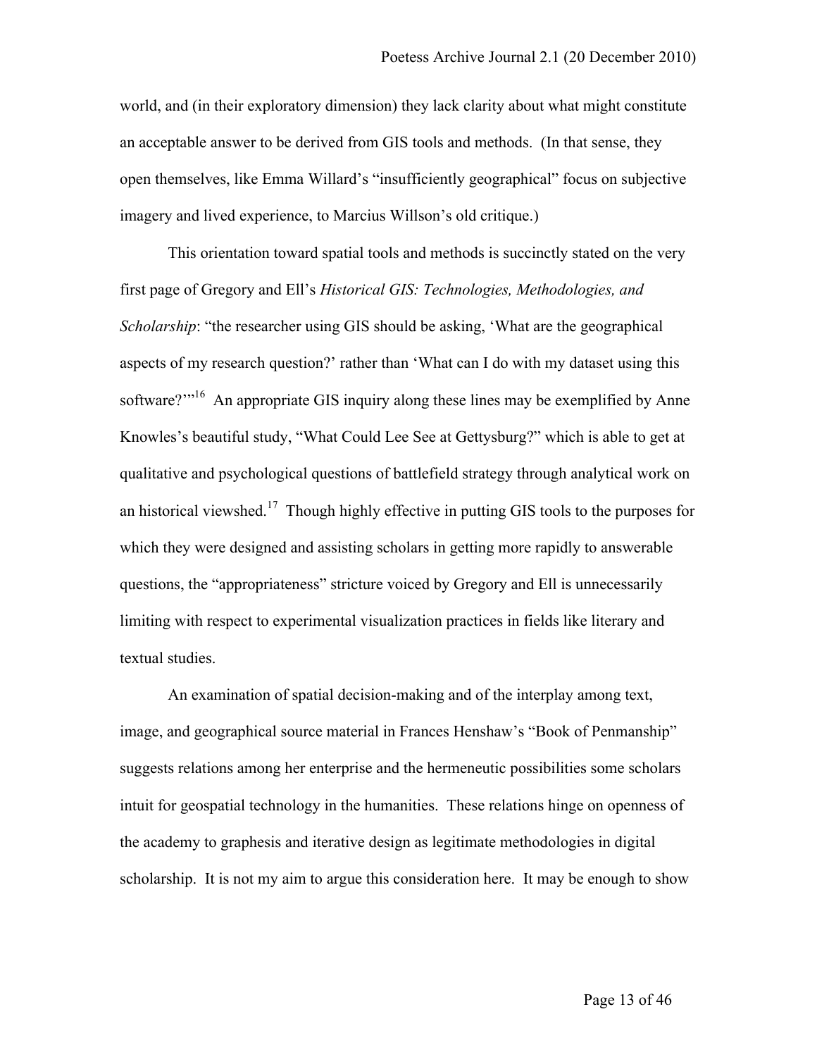world, and (in their exploratory dimension) they lack clarity about what might constitute an acceptable answer to be derived from GIS tools and methods. (In that sense, they open themselves, like Emma Willard's "insufficiently geographical" focus on subjective imagery and lived experience, to Marcius Willson's old critique.)

This orientation toward spatial tools and methods is succinctly stated on the very first page of Gregory and Ell's *Historical GIS: Technologies, Methodologies, and Scholarship*: "the researcher using GIS should be asking, 'What are the geographical aspects of my research question?' rather than 'What can I do with my dataset using this software?'"[16] An appropriate GIS inquiry along these lines may be exemplified by Anne Knowles's beautiful study, "What Could Lee See at Gettysburg?" which is able to get at qualitative and psychological questions of battlefield strategy through analytical work on an historical viewshed.[17] Though highly effective in putting GIS tools to the purposes for which they were designed and assisting scholars in getting more rapidly to answerable questions, the "appropriateness" stricture voiced by Gregory and Ell is unnecessarily limiting with respect to experimental visualization practices in fields like literary and textual studies.

An examination of spatial decision-making and of the interplay among text, image, and geographical source material in Frances Henshaw's "Book of Penmanship" suggests relations among her enterprise and the hermeneutic possibilities some scholars intuit for geospatial technology in the humanities. These relations hinge on openness of the academy to graphesis and iterative design as legitimate methodologies in digital scholarship. It is not my aim to argue this consideration here. It may be enough to show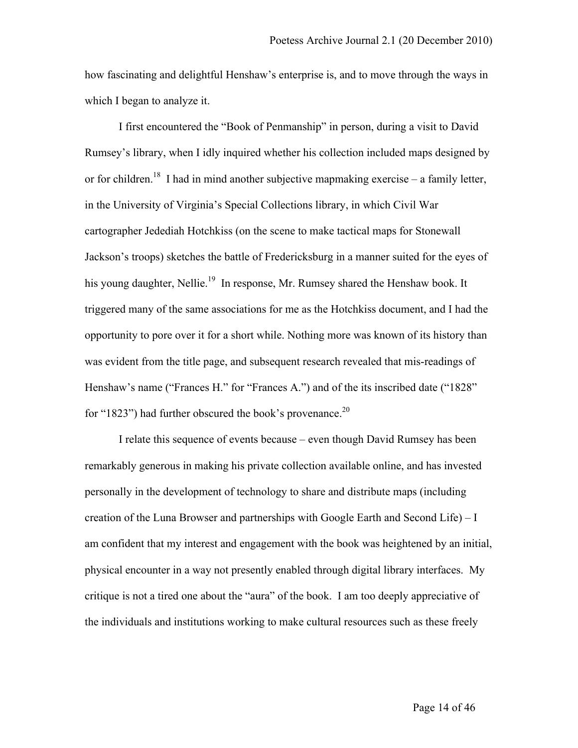how fascinating and delightful Henshaw's enterprise is, and to move through the ways in which I began to analyze it.

I first encountered the "Book of Penmanship" in person, during a visit to David Rumsey's library, when I idly inquired whether his collection included maps designed by or for children.[18] I had in mind another subjective mapmaking exercise – a family letter, in the University of Virginia's Special Collections library, in which Civil War cartographer Jedediah Hotchkiss (on the scene to make tactical maps for Stonewall Jackson's troops) sketches the battle of Fredericksburg in a manner suited for the eyes of his young daughter, Nellie.[19] In response, Mr. Rumsey shared the Henshaw book. It triggered many of the same associations for me as the Hotchkiss document, and I had the opportunity to pore over it for a short while. Nothing more was known of its history than was evident from the title page, and subsequent research revealed that mis-readings of Henshaw's name ("Frances H." for "Frances A.") and of the its inscribed date ("1828" for "1823") had further obscured the book's provenance.[20]

I relate this sequence of events because – even though David Rumsey has been remarkably generous in making his private collection available online, and has invested personally in the development of technology to share and distribute maps (including creation of the Luna Browser and partnerships with Google Earth and Second Life) – I am confident that my interest and engagement with the book was heightened by an initial, physical encounter in a way not presently enabled through digital library interfaces. My critique is not a tired one about the "aura" of the book. I am too deeply appreciative of the individuals and institutions working to make cultural resources such as these freely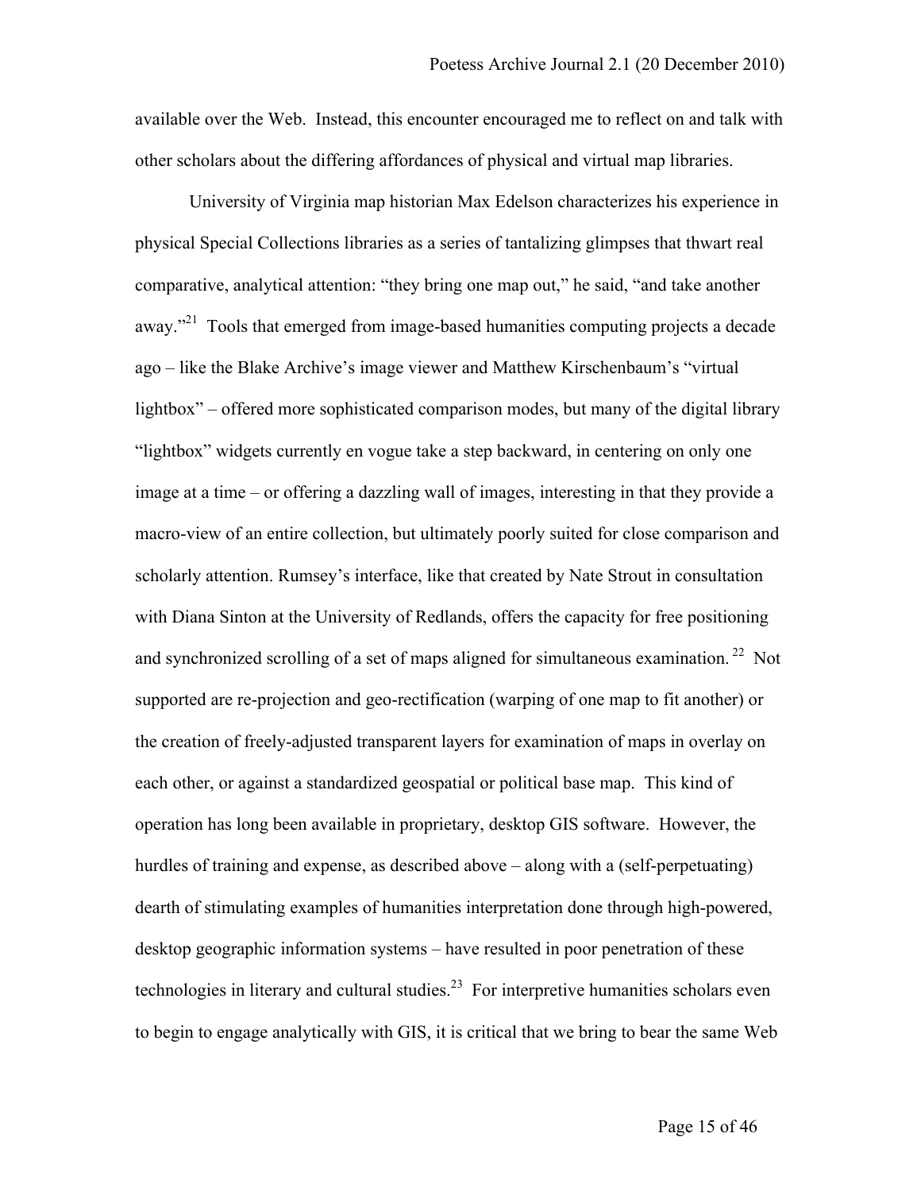available over the Web. Instead, this encounter encouraged me to reflect on and talk with other scholars about the differing affordances of physical and virtual map libraries.

University of Virginia map historian Max Edelson characterizes his experience in physical Special Collections libraries as a series of tantalizing glimpses that thwart real comparative, analytical attention: "they bring one map out," he said, "and take another away."[21] Tools that emerged from image-based humanities computing projects a decade ago – like the Blake Archive's image viewer and Matthew Kirschenbaum's "virtual lightbox" – offered more sophisticated comparison modes, but many of the digital library "lightbox" widgets currently en vogue take a step backward, in centering on only one image at a time – or offering a dazzling wall of images, interesting in that they provide a macro-view of an entire collection, but ultimately poorly suited for close comparison and scholarly attention. Rumsey's interface, like that created by Nate Strout in consultation with Diana Sinton at the University of Redlands, offers the capacity for free positioning and synchronized scrolling of a set of maps aligned for simultaneous examination.[22] Not supported are re-projection and geo-rectification (warping of one map to fit another) or the creation of freely-adjusted transparent layers for examination of maps in overlay on each other, or against a standardized geospatial or political base map. This kind of operation has long been available in proprietary, desktop GIS software. However, the hurdles of training and expense, as described above – along with a (self-perpetuating) dearth of stimulating examples of humanities interpretation done through high-powered, desktop geographic information systems – have resulted in poor penetration of these technologies in literary and cultural studies.[23] For interpretive humanities scholars even to begin to engage analytically with GIS, it is critical that we bring to bear the same Web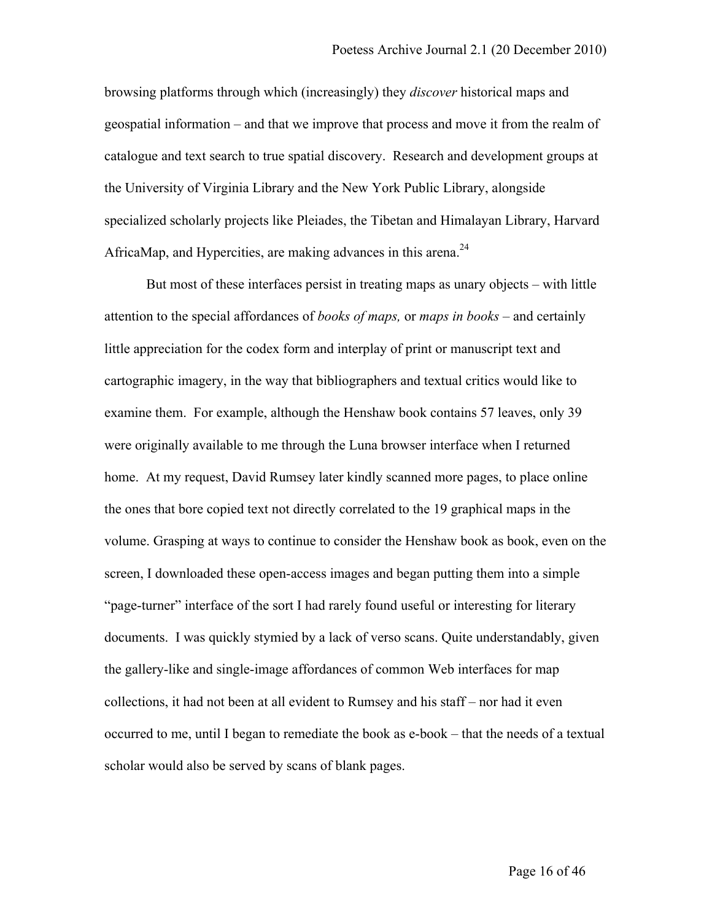browsing platforms through which (increasingly) they *discover* historical maps and geospatial information – and that we improve that process and move it from the realm of catalogue and text search to true spatial discovery. Research and development groups at the University of Virginia Library and the New York Public Library, alongside specialized scholarly projects like Pleiades, the Tibetan and Himalayan Library, Harvard AfricaMap, and Hypercities, are making advances in this arena.[24]

But most of these interfaces persist in treating maps as unary objects – with little attention to the special affordances of *books of maps,* or *maps in books* – and certainly little appreciation for the codex form and interplay of print or manuscript text and cartographic imagery, in the way that bibliographers and textual critics would like to examine them. For example, although the Henshaw book contains 57 leaves, only 39 were originally available to me through the Luna browser interface when I returned home. At my request, David Rumsey later kindly scanned more pages, to place online the ones that bore copied text not directly correlated to the 19 graphical maps in the volume. Grasping at ways to continue to consider the Henshaw book as book, even on the screen, I downloaded these open-access images and began putting them into a simple "page-turner" interface of the sort I had rarely found useful or interesting for literary documents. I was quickly stymied by a lack of verso scans. Quite understandably, given the gallery-like and single-image affordances of common Web interfaces for map collections, it had not been at all evident to Rumsey and his staff – nor had it even occurred to me, until I began to remediate the book as e-book – that the needs of a textual scholar would also be served by scans of blank pages.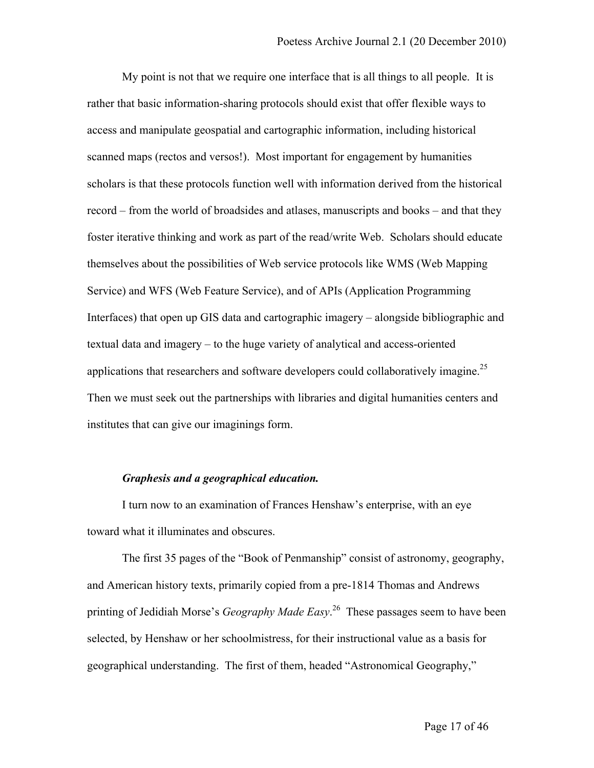My point is not that we require one interface that is all things to all people. It is rather that basic information-sharing protocols should exist that offer flexible ways to access and manipulate geospatial and cartographic information, including historical scanned maps (rectos and versos!). Most important for engagement by humanities scholars is that these protocols function well with information derived from the historical record – from the world of broadsides and atlases, manuscripts and books – and that they foster iterative thinking and work as part of the read/write Web. Scholars should educate themselves about the possibilities of Web service protocols like WMS (Web Mapping Service) and WFS (Web Feature Service), and of APIs (Application Programming Interfaces) that open up GIS data and cartographic imagery – alongside bibliographic and textual data and imagery – to the huge variety of analytical and access-oriented applications that researchers and software developers could collaboratively imagine.[25] Then we must seek out the partnerships with libraries and digital humanities centers and institutes that can give our imaginings form.

***Graphesis and a geographical education.***

I turn now to an examination of Frances Henshaw's enterprise, with an eye toward what it illuminates and obscures.

The first 35 pages of the "Book of Penmanship" consist of astronomy, geography, and American history texts, primarily copied from a pre-1814 Thomas and Andrews printing of Jedidiah Morse's *Geography Made Easy*.[26] These passages seem to have been selected, by Henshaw or her schoolmistress, for their instructional value as a basis for geographical understanding. The first of them, headed "Astronomical Geography,"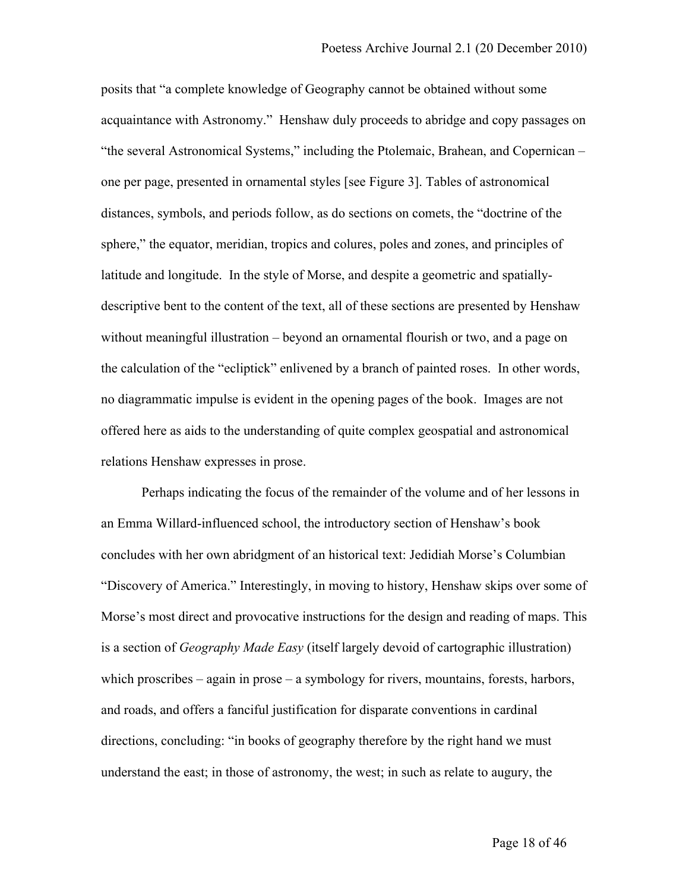posits that "a complete knowledge of Geography cannot be obtained without some acquaintance with Astronomy." Henshaw duly proceeds to abridge and copy passages on "the several Astronomical Systems," including the Ptolemaic, Brahean, and Copernican – one per page, presented in ornamental styles [see Figure 3]. Tables of astronomical distances, symbols, and periods follow, as do sections on comets, the "doctrine of the sphere," the equator, meridian, tropics and colures, poles and zones, and principles of latitude and longitude. In the style of Morse, and despite a geometric and spatially-descriptive bent to the content of the text, all of these sections are presented by Henshaw without meaningful illustration – beyond an ornamental flourish or two, and a page on the calculation of the "ecliptick" enlivened by a branch of painted roses. In other words, no diagrammatic impulse is evident in the opening pages of the book. Images are not offered here as aids to the understanding of quite complex geospatial and astronomical relations Henshaw expresses in prose.

Perhaps indicating the focus of the remainder of the volume and of her lessons in an Emma Willard-influenced school, the introductory section of Henshaw's book concludes with her own abridgment of an historical text: Jedidiah Morse's Columbian "Discovery of America." Interestingly, in moving to history, Henshaw skips over some of Morse's most direct and provocative instructions for the design and reading of maps. This is a section of *Geography Made Easy* (itself largely devoid of cartographic illustration) which proscribes – again in prose – a symbology for rivers, mountains, forests, harbors, and roads, and offers a fanciful justification for disparate conventions in cardinal directions, concluding: "in books of geography therefore by the right hand we must understand the east; in those of astronomy, the west; in such as relate to augury, the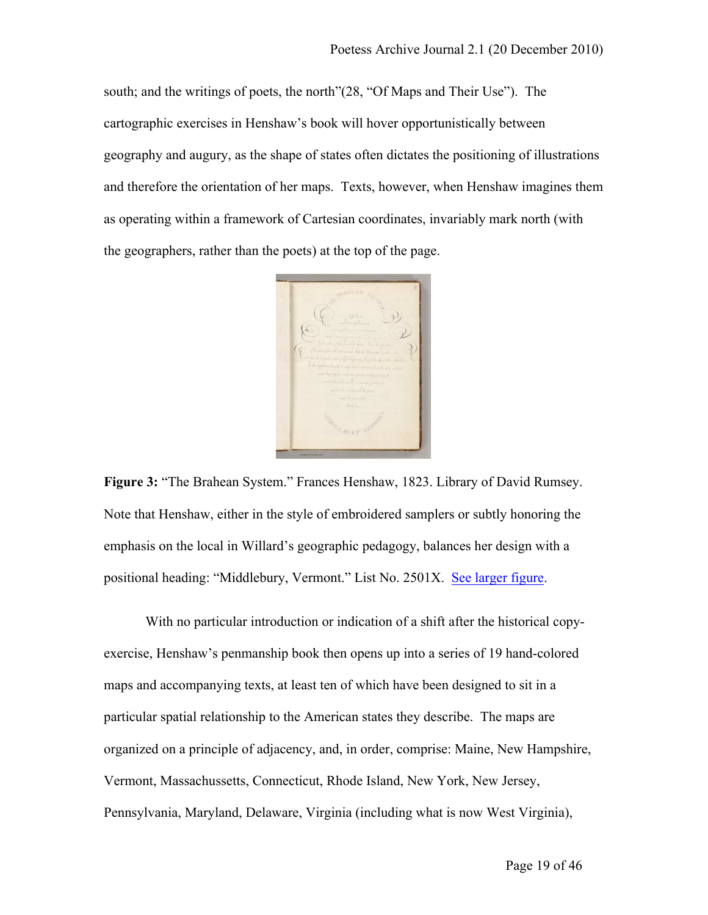south; and the writings of poets, the north"(28, "Of Maps and Their Use"). The cartographic exercises in Henshaw's book will hover opportunistically between geography and augury, as the shape of states often dictates the positioning of illustrations and therefore the orientation of her maps. Texts, however, when Henshaw imagines them as operating within a framework of Cartesian coordinates, invariably mark north (with the geographers, rather than the poets) at the top of the page.

**Figure 3:** "The Brahean System." Frances Henshaw, 1823. Library of David Rumsey. Note that Henshaw, either in the style of embroidered samplers or subtly honoring the emphasis on the local in Willard's geographic pedagogy, balances her design with a positional heading: "Middlebury, Vermont." List No. 2501X. See larger figure.

With no particular introduction or indication of a shift after the historical copy-exercise, Henshaw's penmanship book then opens up into a series of 19 hand-colored maps and accompanying texts, at least ten of which have been designed to sit in a particular spatial relationship to the American states they describe. The maps are organized on a principle of adjacency, and, in order, comprise: Maine, New Hampshire, Vermont, Massachussetts, Connecticut, Rhode Island, New York, New Jersey, Pennsylvania, Maryland, Delaware, Virginia (including what is now West Virginia),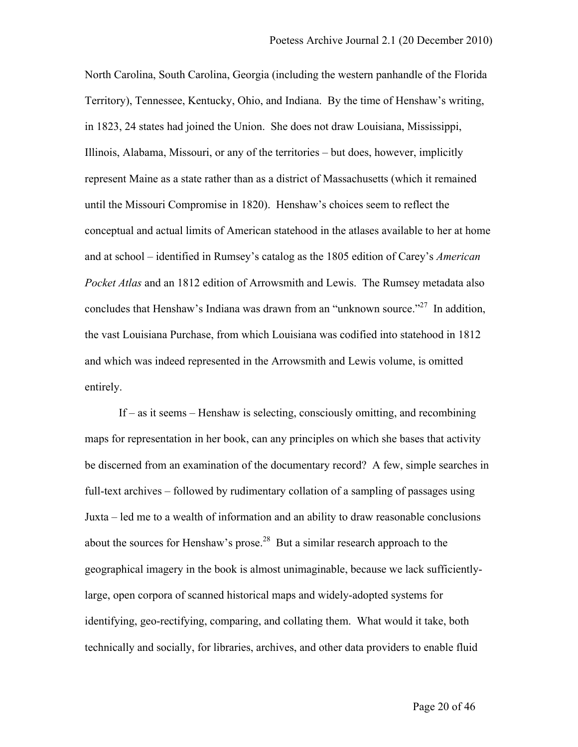North Carolina, South Carolina, Georgia (including the western panhandle of the Florida Territory), Tennessee, Kentucky, Ohio, and Indiana. By the time of Henshaw's writing, in 1823, 24 states had joined the Union. She does not draw Louisiana, Mississippi, Illinois, Alabama, Missouri, or any of the territories – but does, however, implicitly represent Maine as a state rather than as a district of Massachusetts (which it remained until the Missouri Compromise in 1820). Henshaw's choices seem to reflect the conceptual and actual limits of American statehood in the atlases available to her at home and at school – identified in Rumsey's catalog as the 1805 edition of Carey's *American Pocket Atlas* and an 1812 edition of Arrowsmith and Lewis. The Rumsey metadata also concludes that Henshaw's Indiana was drawn from an "unknown source."[27] In addition, the vast Louisiana Purchase, from which Louisiana was codified into statehood in 1812 and which was indeed represented in the Arrowsmith and Lewis volume, is omitted entirely.

If – as it seems – Henshaw is selecting, consciously omitting, and recombining maps for representation in her book, can any principles on which she bases that activity be discerned from an examination of the documentary record? A few, simple searches in full-text archives – followed by rudimentary collation of a sampling of passages using Juxta – led me to a wealth of information and an ability to draw reasonable conclusions about the sources for Henshaw's prose.[28] But a similar research approach to the geographical imagery in the book is almost unimaginable, because we lack sufficiently-large, open corpora of scanned historical maps and widely-adopted systems for identifying, geo-rectifying, comparing, and collating them. What would it take, both technically and socially, for libraries, archives, and other data providers to enable fluid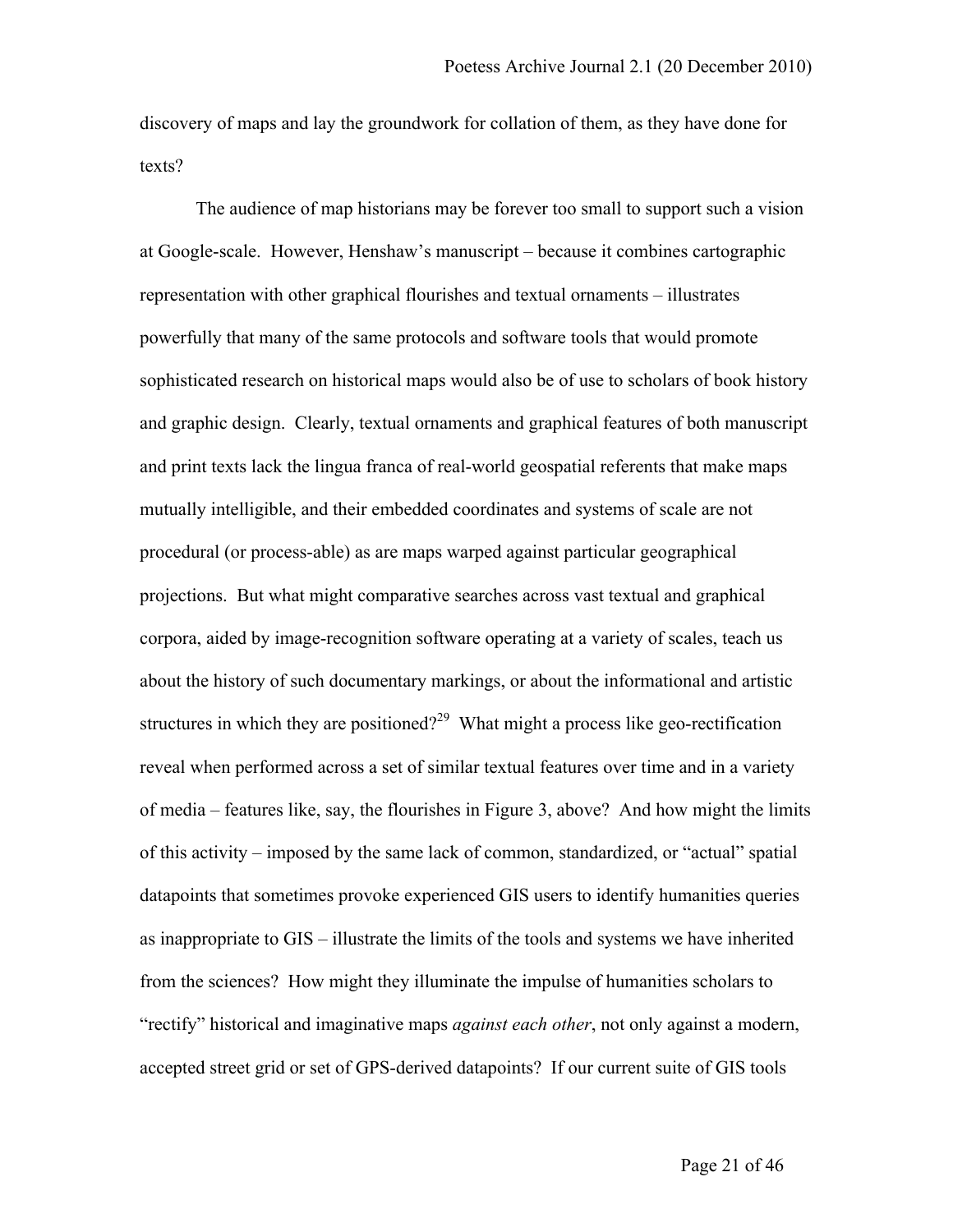discovery of maps and lay the groundwork for collation of them, as they have done for texts?

The audience of map historians may be forever too small to support such a vision at Google-scale. However, Henshaw's manuscript – because it combines cartographic representation with other graphical flourishes and textual ornaments – illustrates powerfully that many of the same protocols and software tools that would promote sophisticated research on historical maps would also be of use to scholars of book history and graphic design. Clearly, textual ornaments and graphical features of both manuscript and print texts lack the lingua franca of real-world geospatial referents that make maps mutually intelligible, and their embedded coordinates and systems of scale are not procedural (or process-able) as are maps warped against particular geographical projections. But what might comparative searches across vast textual and graphical corpora, aided by image-recognition software operating at a variety of scales, teach us about the history of such documentary markings, or about the informational and artistic structures in which they are positioned?[29] What might a process like geo-rectification reveal when performed across a set of similar textual features over time and in a variety of media – features like, say, the flourishes in Figure 3, above? And how might the limits of this activity – imposed by the same lack of common, standardized, or "actual" spatial datapoints that sometimes provoke experienced GIS users to identify humanities queries as inappropriate to GIS – illustrate the limits of the tools and systems we have inherited from the sciences? How might they illuminate the impulse of humanities scholars to "rectify" historical and imaginative maps *against each other*, not only against a modern, accepted street grid or set of GPS-derived datapoints? If our current suite of GIS tools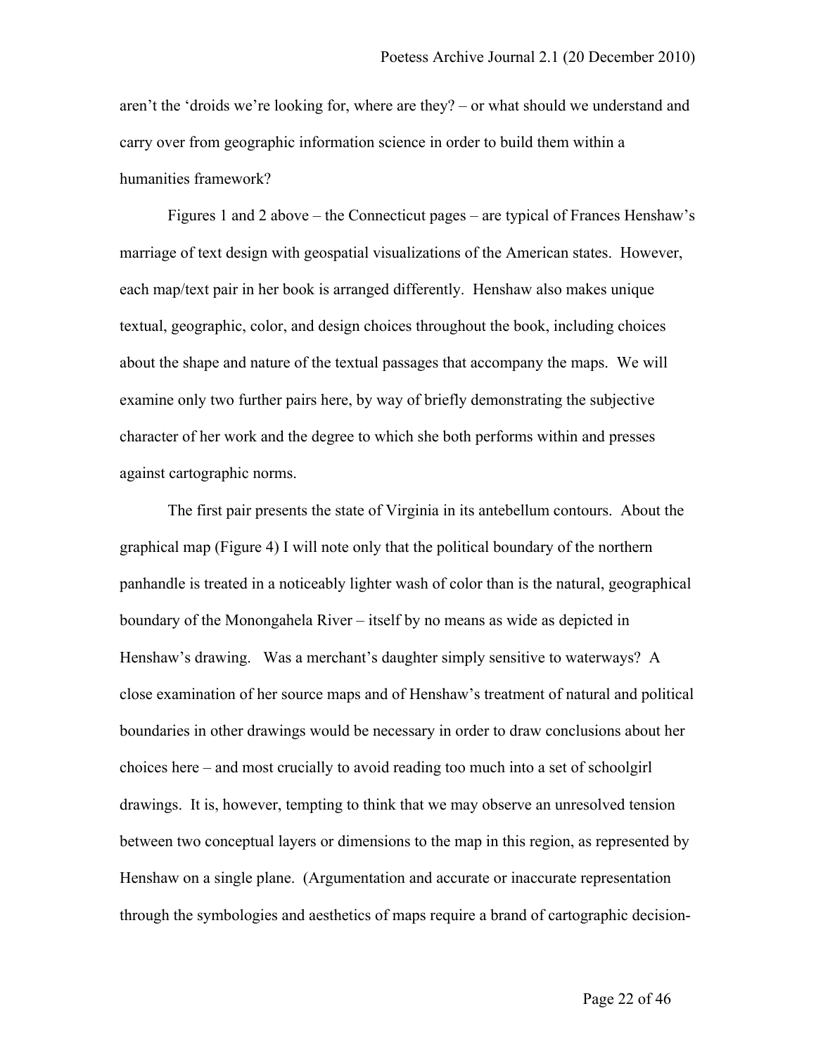aren't the 'droids we're looking for, where are they? – or what should we understand and carry over from geographic information science in order to build them within a humanities framework?

Figures 1 and 2 above – the Connecticut pages – are typical of Frances Henshaw's marriage of text design with geospatial visualizations of the American states. However, each map/text pair in her book is arranged differently. Henshaw also makes unique textual, geographic, color, and design choices throughout the book, including choices about the shape and nature of the textual passages that accompany the maps. We will examine only two further pairs here, by way of briefly demonstrating the subjective character of her work and the degree to which she both performs within and presses against cartographic norms.

The first pair presents the state of Virginia in its antebellum contours. About the graphical map (Figure 4) I will note only that the political boundary of the northern panhandle is treated in a noticeably lighter wash of color than is the natural, geographical boundary of the Monongahela River – itself by no means as wide as depicted in Henshaw's drawing. Was a merchant's daughter simply sensitive to waterways? A close examination of her source maps and of Henshaw's treatment of natural and political boundaries in other drawings would be necessary in order to draw conclusions about her choices here – and most crucially to avoid reading too much into a set of schoolgirl drawings. It is, however, tempting to think that we may observe an unresolved tension between two conceptual layers or dimensions to the map in this region, as represented by Henshaw on a single plane. (Argumentation and accurate or inaccurate representation through the symbologies and aesthetics of maps require a brand of cartographic decision-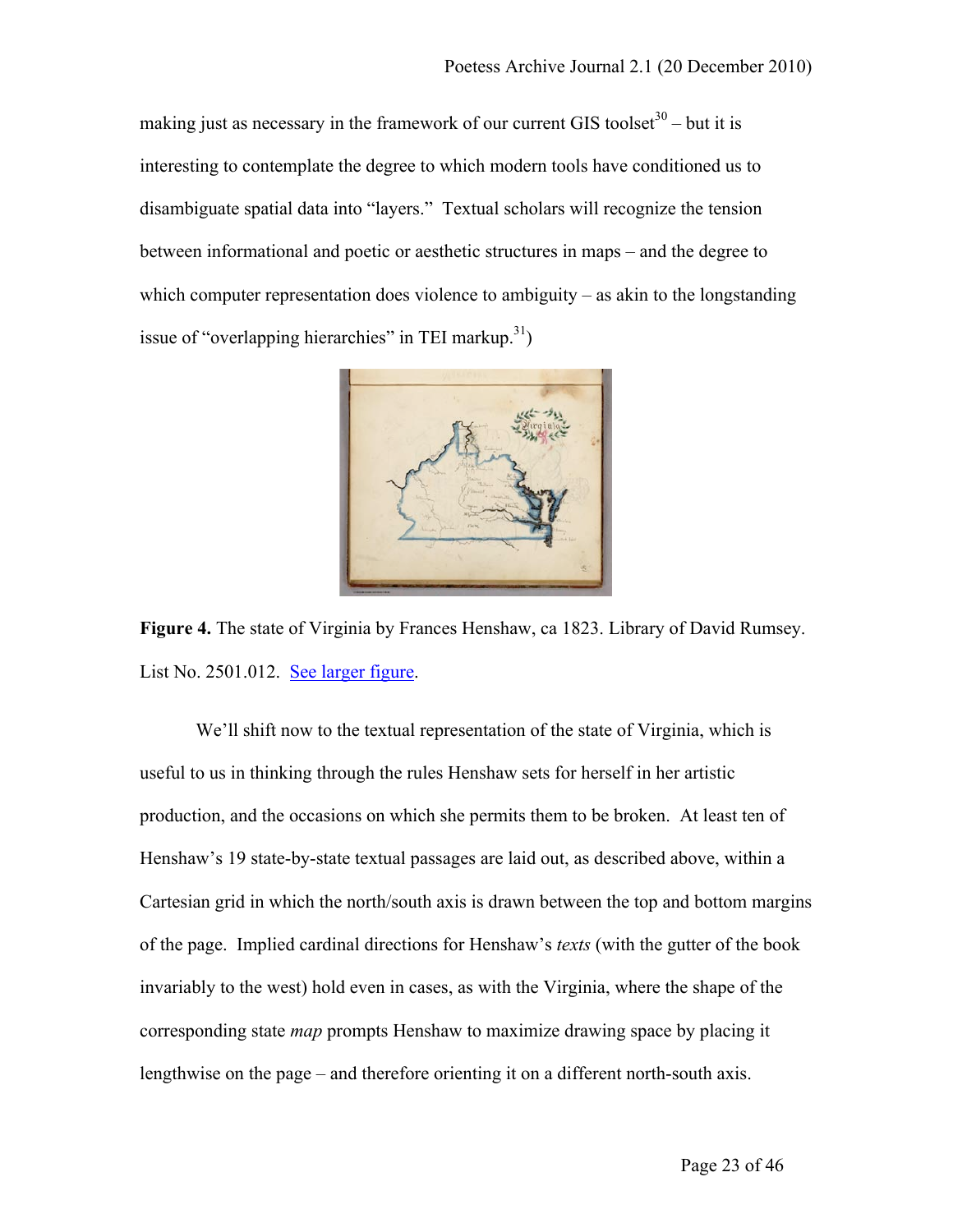making just as necessary in the framework of our current GIS toolset[30] – but it is interesting to contemplate the degree to which modern tools have conditioned us to disambiguate spatial data into "layers." Textual scholars will recognize the tension between informational and poetic or aesthetic structures in maps – and the degree to which computer representation does violence to ambiguity – as akin to the longstanding issue of "overlapping hierarchies" in TEI markup.[31])

**Figure 4.** The state of Virginia by Frances Henshaw, ca 1823. Library of David Rumsey. List No. 2501.012. See larger figure.

We'll shift now to the textual representation of the state of Virginia, which is useful to us in thinking through the rules Henshaw sets for herself in her artistic production, and the occasions on which she permits them to be broken. At least ten of Henshaw's 19 state-by-state textual passages are laid out, as described above, within a Cartesian grid in which the north/south axis is drawn between the top and bottom margins of the page. Implied cardinal directions for Henshaw's *texts* (with the gutter of the book invariably to the west) hold even in cases, as with the Virginia, where the shape of the corresponding state *map* prompts Henshaw to maximize drawing space by placing it lengthwise on the page – and therefore orienting it on a different north-south axis.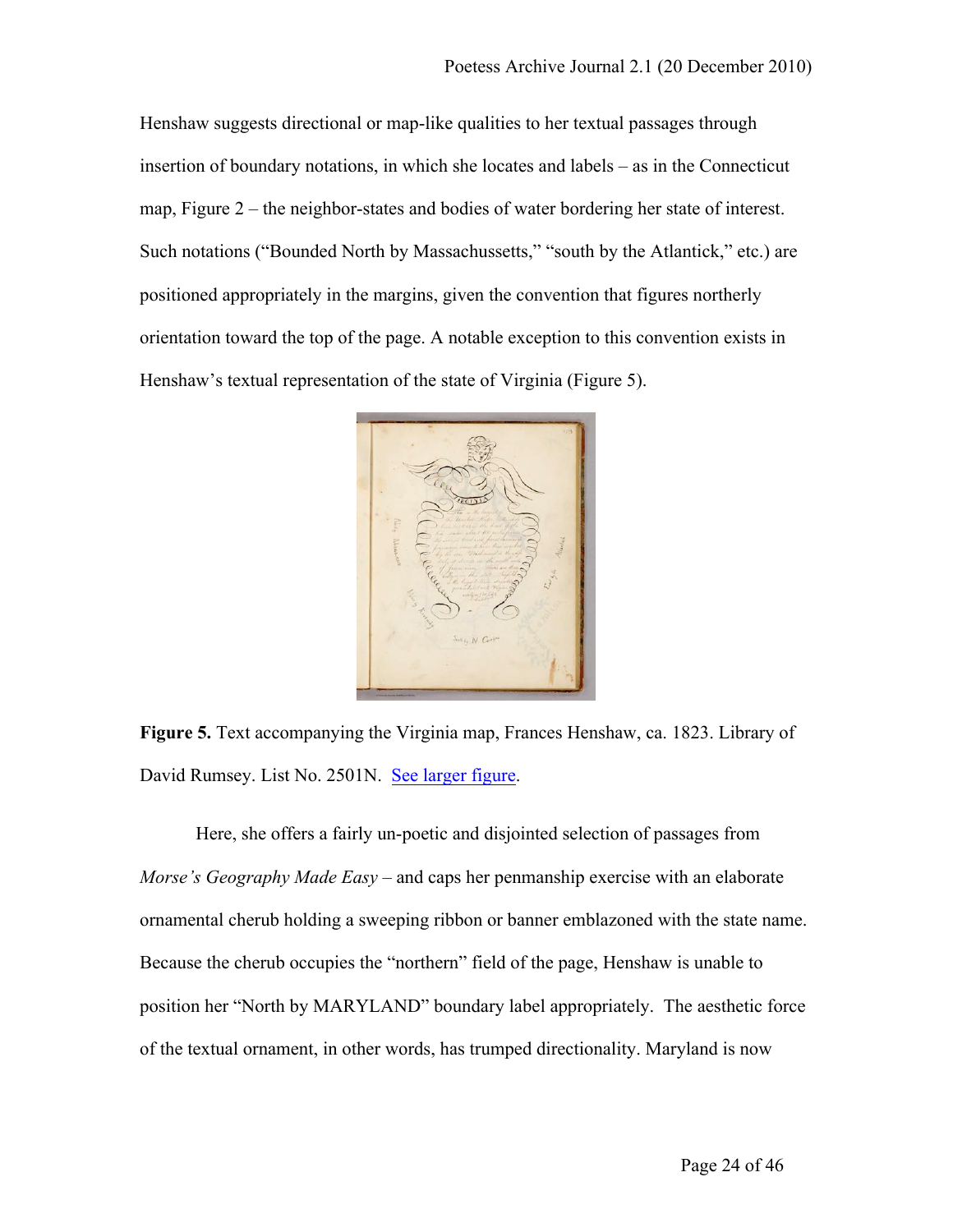Henshaw suggests directional or map-like qualities to her textual passages through insertion of boundary notations, in which she locates and labels – as in the Connecticut map, Figure 2 – the neighbor-states and bodies of water bordering her state of interest. Such notations ("Bounded North by Massachussetts," "south by the Atlantick," etc.) are positioned appropriately in the margins, given the convention that figures northerly orientation toward the top of the page. A notable exception to this convention exists in Henshaw's textual representation of the state of Virginia (Figure 5).

**Figure 5.** Text accompanying the Virginia map, Frances Henshaw, ca. 1823. Library of David Rumsey. List No. 2501N. [See larger figure](#).

Here, she offers a fairly un-poetic and disjointed selection of passages from *Morse's Geography Made Easy* – and caps her penmanship exercise with an elaborate ornamental cherub holding a sweeping ribbon or banner emblazoned with the state name. Because the cherub occupies the "northern" field of the page, Henshaw is unable to position her "North by MARYLAND" boundary label appropriately. The aesthetic force of the textual ornament, in other words, has trumped directionality. Maryland is now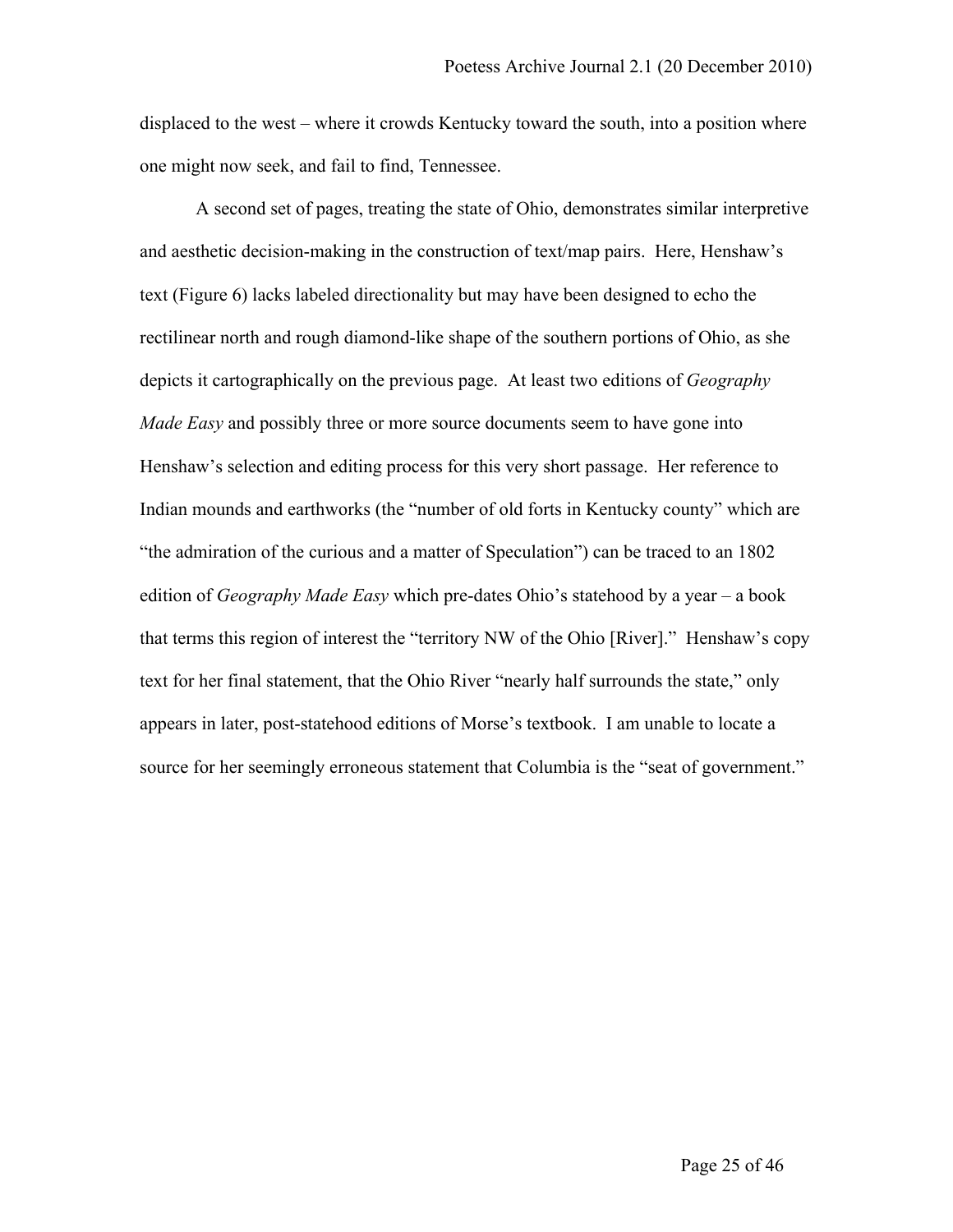displaced to the west – where it crowds Kentucky toward the south, into a position where one might now seek, and fail to find, Tennessee.

A second set of pages, treating the state of Ohio, demonstrates similar interpretive and aesthetic decision-making in the construction of text/map pairs. Here, Henshaw's text (Figure 6) lacks labeled directionality but may have been designed to echo the rectilinear north and rough diamond-like shape of the southern portions of Ohio, as she depicts it cartographically on the previous page. At least two editions of *Geography Made Easy* and possibly three or more source documents seem to have gone into Henshaw's selection and editing process for this very short passage. Her reference to Indian mounds and earthworks (the "number of old forts in Kentucky county" which are "the admiration of the curious and a matter of Speculation") can be traced to an 1802 edition of *Geography Made Easy* which pre-dates Ohio's statehood by a year – a book that terms this region of interest the "territory NW of the Ohio [River]." Henshaw's copy text for her final statement, that the Ohio River "nearly half surrounds the state," only appears in later, post-statehood editions of Morse's textbook. I am unable to locate a source for her seemingly erroneous statement that Columbia is the "seat of government."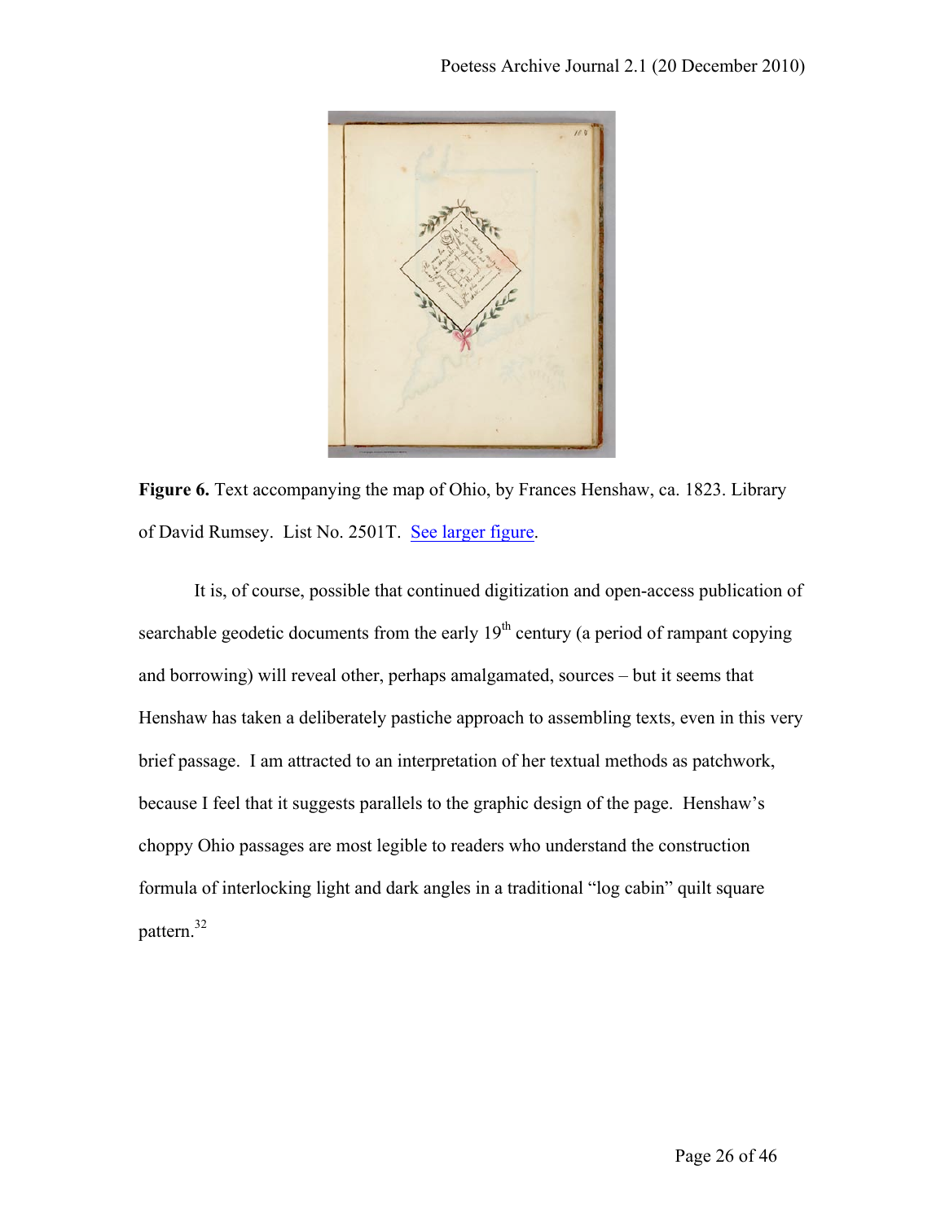**Figure 6.** Text accompanying the map of Ohio, by Frances Henshaw, ca. 1823. Library of David Rumsey. List No. 2501T. See larger figure.

It is, of course, possible that continued digitization and open-access publication of searchable geodetic documents from the early 19th century (a period of rampant copying and borrowing) will reveal other, perhaps amalgamated, sources – but it seems that Henshaw has taken a deliberately pastiche approach to assembling texts, even in this very brief passage. I am attracted to an interpretation of her textual methods as patchwork, because I feel that it suggests parallels to the graphic design of the page. Henshaw's choppy Ohio passages are most legible to readers who understand the construction formula of interlocking light and dark angles in a traditional "log cabin" quilt square pattern.[32]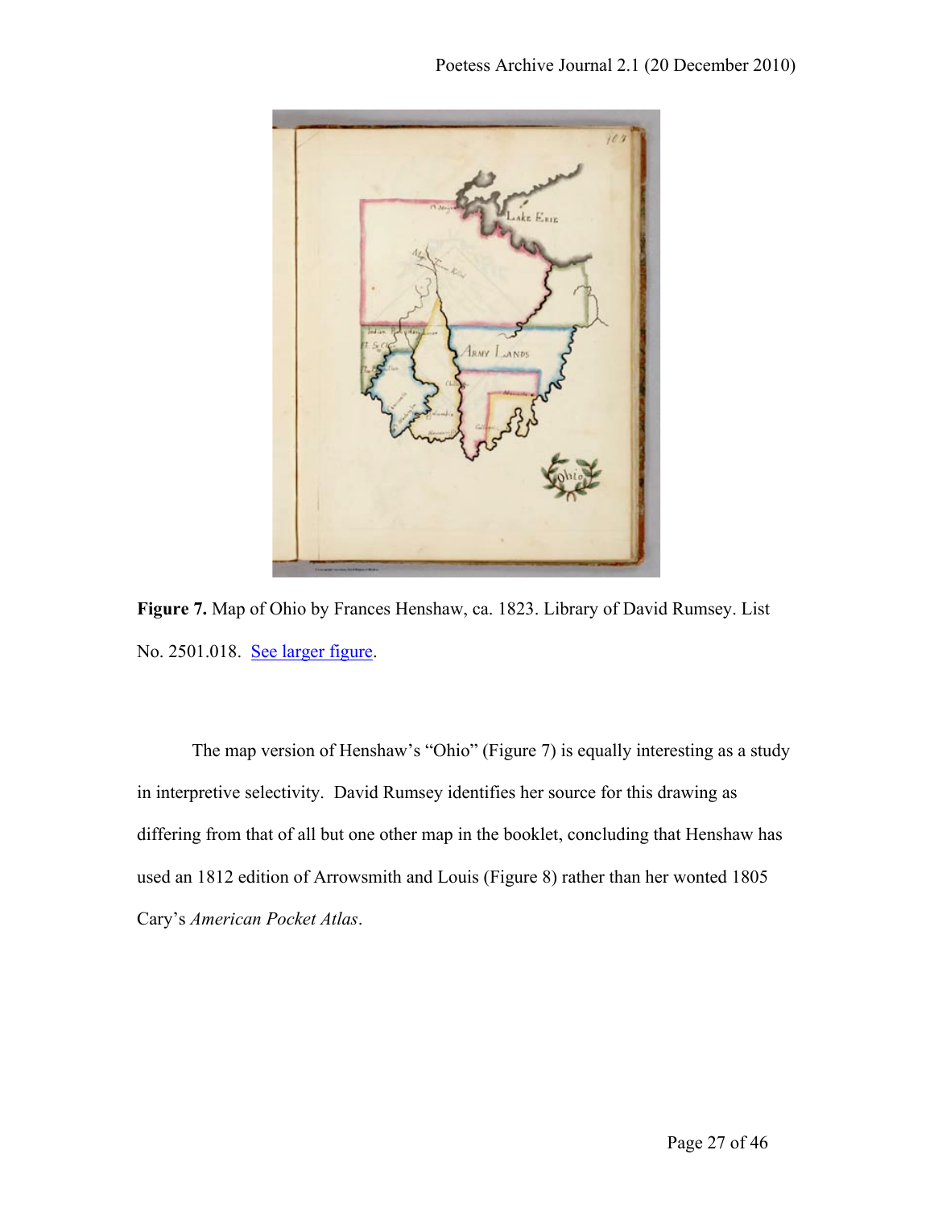**Figure 7.** Map of Ohio by Frances Henshaw, ca. 1823. Library of David Rumsey. List No. 2501.018. See larger figure.

The map version of Henshaw's "Ohio" (Figure 7) is equally interesting as a study in interpretive selectivity. David Rumsey identifies her source for this drawing as differing from that of all but one other map in the booklet, concluding that Henshaw has used an 1812 edition of Arrowsmith and Louis (Figure 8) rather than her wonted 1805 Cary's *American Pocket Atlas*.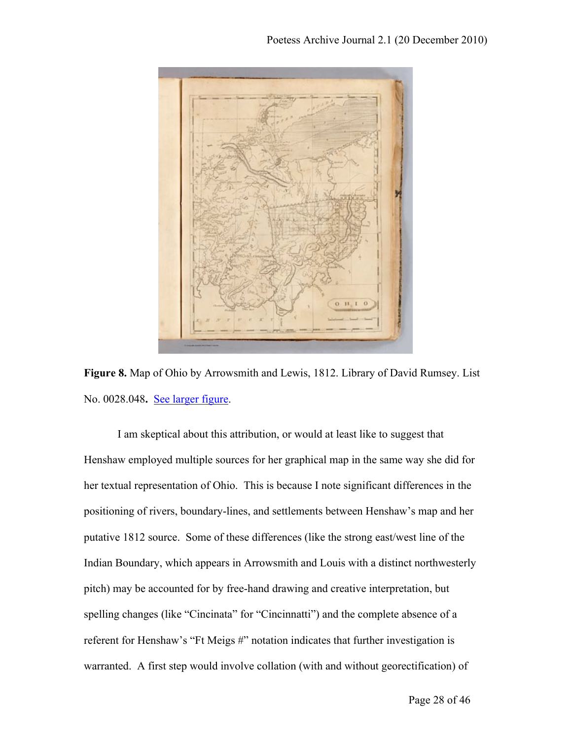**Figure 8.** Map of Ohio by Arrowsmith and Lewis, 1812. Library of David Rumsey. List No. 0028.048**.** See larger figure.

I am skeptical about this attribution, or would at least like to suggest that Henshaw employed multiple sources for her graphical map in the same way she did for her textual representation of Ohio. This is because I note significant differences in the positioning of rivers, boundary-lines, and settlements between Henshaw's map and her putative 1812 source. Some of these differences (like the strong east/west line of the Indian Boundary, which appears in Arrowsmith and Louis with a distinct northwesterly pitch) may be accounted for by free-hand drawing and creative interpretation, but spelling changes (like "Cincinata" for "Cincinnatti") and the complete absence of a referent for Henshaw's "Ft Meigs #" notation indicates that further investigation is warranted. A first step would involve collation (with and without georectification) of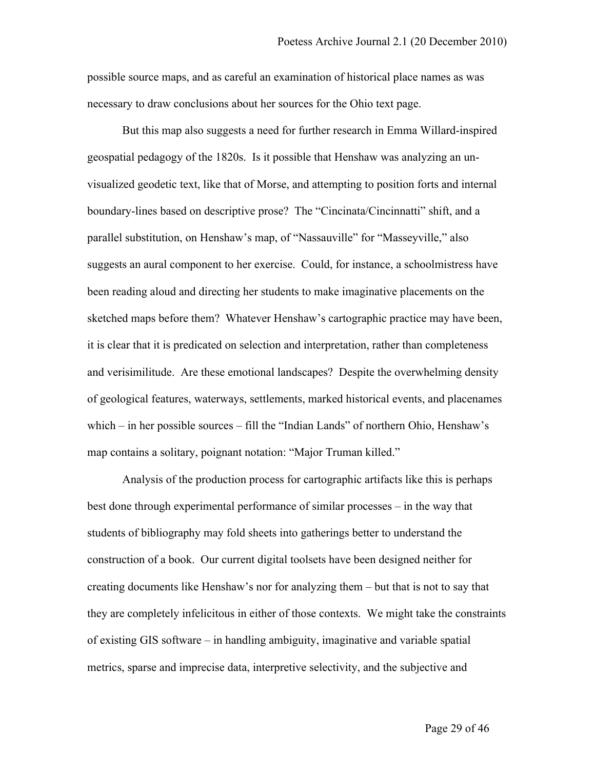possible source maps, and as careful an examination of historical place names as was necessary to draw conclusions about her sources for the Ohio text page.

But this map also suggests a need for further research in Emma Willard-inspired geospatial pedagogy of the 1820s. Is it possible that Henshaw was analyzing an un-visualized geodetic text, like that of Morse, and attempting to position forts and internal boundary-lines based on descriptive prose? The "Cincinata/Cincinnatti" shift, and a parallel substitution, on Henshaw's map, of "Nassauville" for "Masseyville," also suggests an aural component to her exercise. Could, for instance, a schoolmistress have been reading aloud and directing her students to make imaginative placements on the sketched maps before them? Whatever Henshaw's cartographic practice may have been, it is clear that it is predicated on selection and interpretation, rather than completeness and verisimilitude. Are these emotional landscapes? Despite the overwhelming density of geological features, waterways, settlements, marked historical events, and placenames which – in her possible sources – fill the "Indian Lands" of northern Ohio, Henshaw's map contains a solitary, poignant notation: "Major Truman killed."

Analysis of the production process for cartographic artifacts like this is perhaps best done through experimental performance of similar processes – in the way that students of bibliography may fold sheets into gatherings better to understand the construction of a book. Our current digital toolsets have been designed neither for creating documents like Henshaw's nor for analyzing them – but that is not to say that they are completely infelicitous in either of those contexts. We might take the constraints of existing GIS software – in handling ambiguity, imaginative and variable spatial metrics, sparse and imprecise data, interpretive selectivity, and the subjective and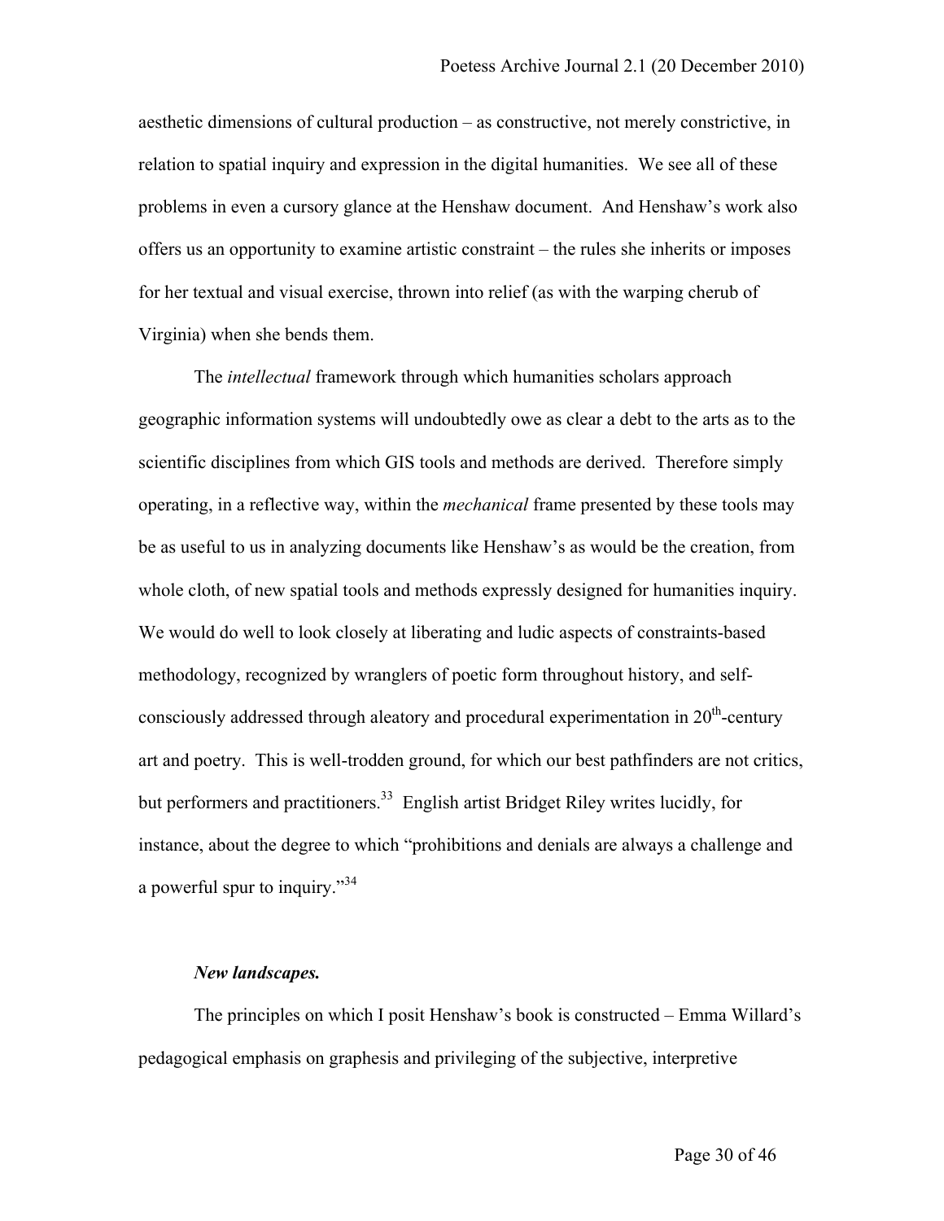aesthetic dimensions of cultural production – as constructive, not merely constrictive, in relation to spatial inquiry and expression in the digital humanities. We see all of these problems in even a cursory glance at the Henshaw document. And Henshaw's work also offers us an opportunity to examine artistic constraint – the rules she inherits or imposes for her textual and visual exercise, thrown into relief (as with the warping cherub of Virginia) when she bends them.

The *intellectual* framework through which humanities scholars approach geographic information systems will undoubtedly owe as clear a debt to the arts as to the scientific disciplines from which GIS tools and methods are derived. Therefore simply operating, in a reflective way, within the *mechanical* frame presented by these tools may be as useful to us in analyzing documents like Henshaw's as would be the creation, from whole cloth, of new spatial tools and methods expressly designed for humanities inquiry. We would do well to look closely at liberating and ludic aspects of constraints-based methodology, recognized by wranglers of poetic form throughout history, and self-consciously addressed through aleatory and procedural experimentation in 20th-century art and poetry. This is well-trodden ground, for which our best pathfinders are not critics, but performers and practitioners.[33] English artist Bridget Riley writes lucidly, for instance, about the degree to which "prohibitions and denials are always a challenge and a powerful spur to inquiry."[34]

### *New landscapes.*

The principles on which I posit Henshaw's book is constructed – Emma Willard's pedagogical emphasis on graphesis and privileging of the subjective, interpretive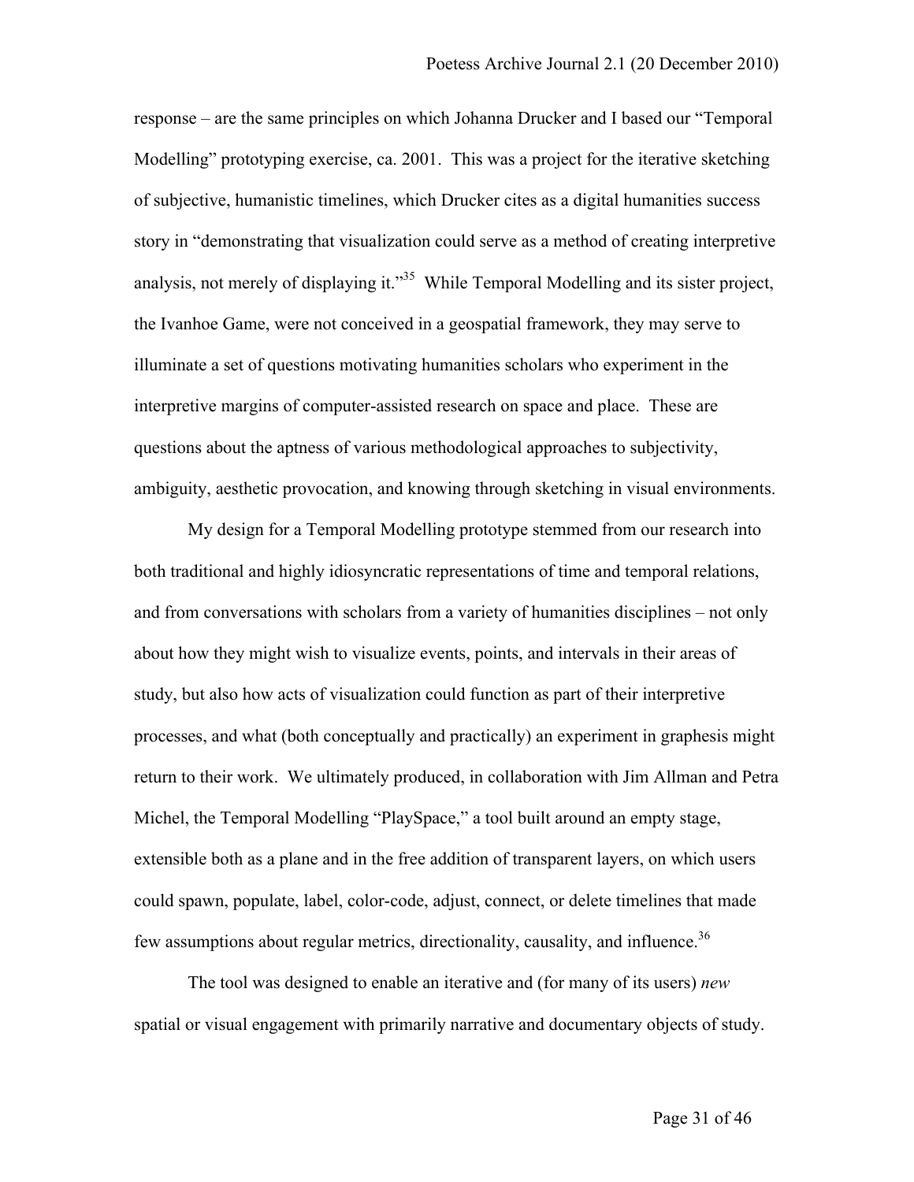response – are the same principles on which Johanna Drucker and I based our "Temporal Modelling" prototyping exercise, ca. 2001. This was a project for the iterative sketching of subjective, humanistic timelines, which Drucker cites as a digital humanities success story in "demonstrating that visualization could serve as a method of creating interpretive analysis, not merely of displaying it."[35] While Temporal Modelling and its sister project, the Ivanhoe Game, were not conceived in a geospatial framework, they may serve to illuminate a set of questions motivating humanities scholars who experiment in the interpretive margins of computer-assisted research on space and place. These are questions about the aptness of various methodological approaches to subjectivity, ambiguity, aesthetic provocation, and knowing through sketching in visual environments.

My design for a Temporal Modelling prototype stemmed from our research into both traditional and highly idiosyncratic representations of time and temporal relations, and from conversations with scholars from a variety of humanities disciplines – not only about how they might wish to visualize events, points, and intervals in their areas of study, but also how acts of visualization could function as part of their interpretive processes, and what (both conceptually and practically) an experiment in graphesis might return to their work. We ultimately produced, in collaboration with Jim Allman and Petra Michel, the Temporal Modelling "PlaySpace," a tool built around an empty stage, extensible both as a plane and in the free addition of transparent layers, on which users could spawn, populate, label, color-code, adjust, connect, or delete timelines that made few assumptions about regular metrics, directionality, causality, and influence.[36]

The tool was designed to enable an iterative and (for many of its users) *new* spatial or visual engagement with primarily narrative and documentary objects of study.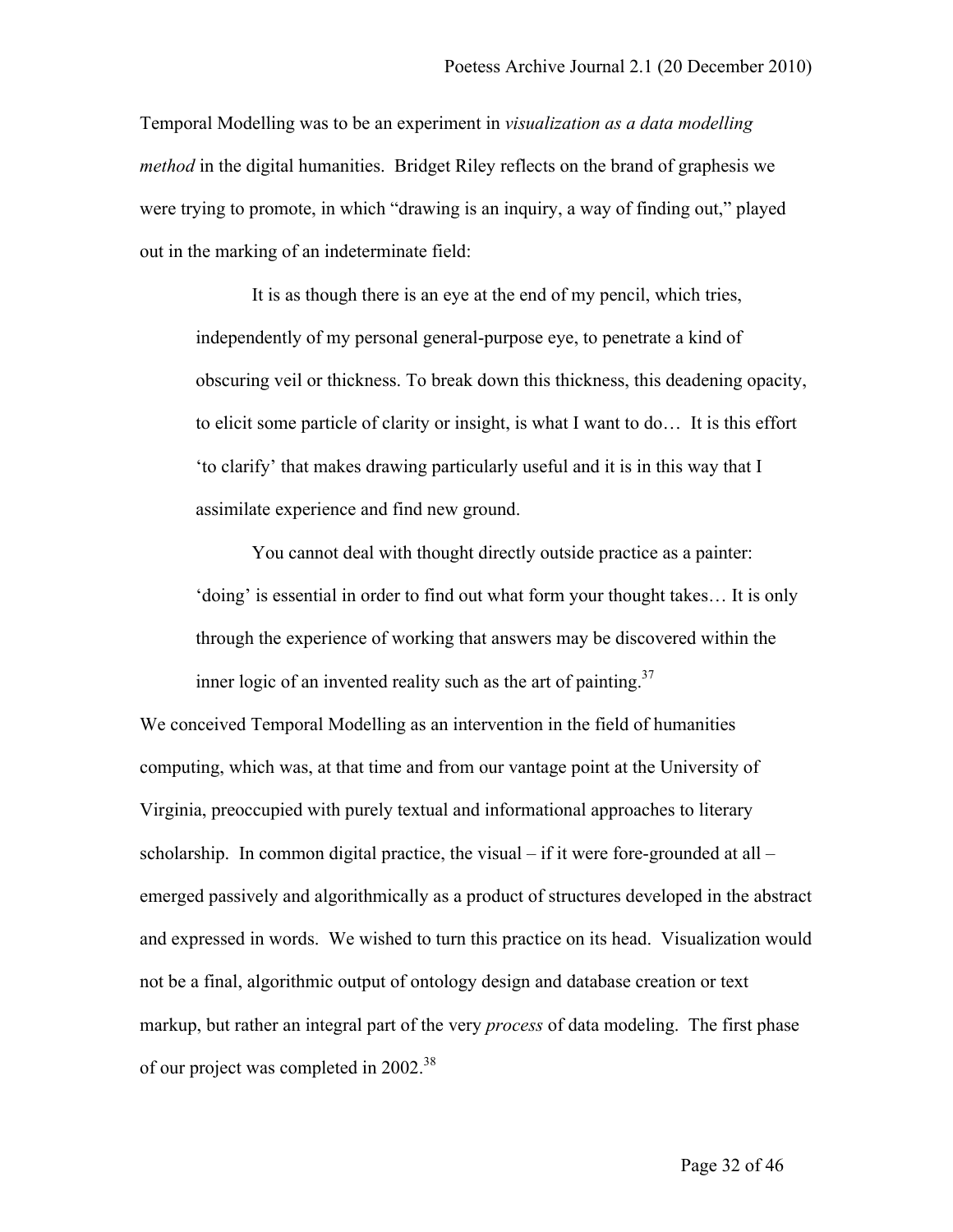Temporal Modelling was to be an experiment in *visualization as a data modelling method* in the digital humanities. Bridget Riley reflects on the brand of graphesis we were trying to promote, in which "drawing is an inquiry, a way of finding out," played out in the marking of an indeterminate field:

> It is as though there is an eye at the end of my pencil, which tries, independently of my personal general-purpose eye, to penetrate a kind of obscuring veil or thickness. To break down this thickness, this deadening opacity, to elicit some particle of clarity or insight, is what I want to do… It is this effort 'to clarify' that makes drawing particularly useful and it is in this way that I assimilate experience and find new ground.
>
> You cannot deal with thought directly outside practice as a painter: 'doing' is essential in order to find out what form your thought takes… It is only through the experience of working that answers may be discovered within the inner logic of an invented reality such as the art of painting.[37]

We conceived Temporal Modelling as an intervention in the field of humanities computing, which was, at that time and from our vantage point at the University of Virginia, preoccupied with purely textual and informational approaches to literary scholarship. In common digital practice, the visual – if it were fore-grounded at all – emerged passively and algorithmically as a product of structures developed in the abstract and expressed in words. We wished to turn this practice on its head. Visualization would not be a final, algorithmic output of ontology design and database creation or text markup, but rather an integral part of the very *process* of data modeling. The first phase of our project was completed in 2002.[38]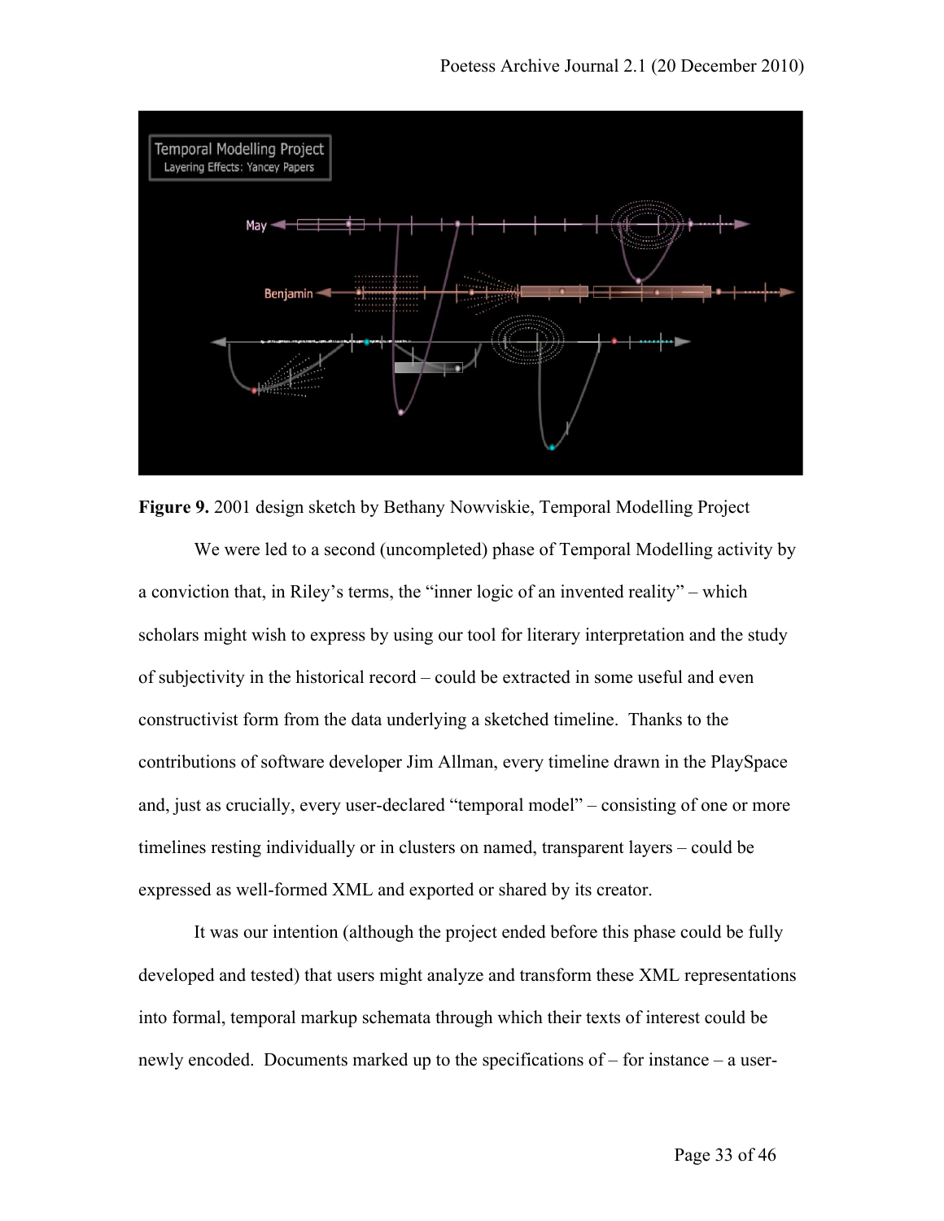**Figure 9.** 2001 design sketch by Bethany Nowviskie, Temporal Modelling Project

We were led to a second (uncompleted) phase of Temporal Modelling activity by a conviction that, in Riley's terms, the "inner logic of an invented reality" – which scholars might wish to express by using our tool for literary interpretation and the study of subjectivity in the historical record – could be extracted in some useful and even constructivist form from the data underlying a sketched timeline. Thanks to the contributions of software developer Jim Allman, every timeline drawn in the PlaySpace and, just as crucially, every user-declared "temporal model" – consisting of one or more timelines resting individually or in clusters on named, transparent layers – could be expressed as well-formed XML and exported or shared by its creator.

It was our intention (although the project ended before this phase could be fully developed and tested) that users might analyze and transform these XML representations into formal, temporal markup schemata through which their texts of interest could be newly encoded. Documents marked up to the specifications of – for instance – a user-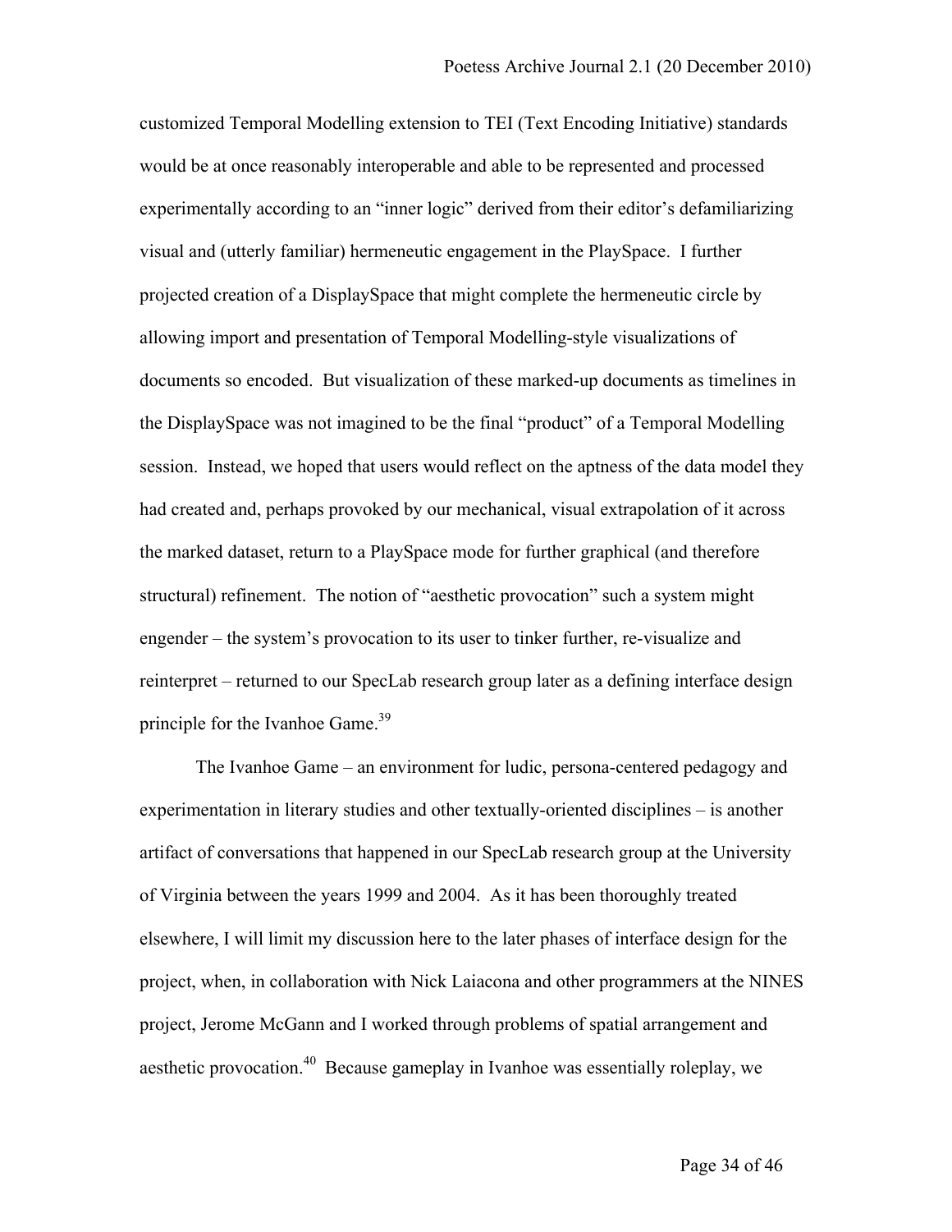customized Temporal Modelling extension to TEI (Text Encoding Initiative) standards would be at once reasonably interoperable and able to be represented and processed experimentally according to an "inner logic" derived from their editor's defamiliarizing visual and (utterly familiar) hermeneutic engagement in the PlaySpace. I further projected creation of a DisplaySpace that might complete the hermeneutic circle by allowing import and presentation of Temporal Modelling-style visualizations of documents so encoded. But visualization of these marked-up documents as timelines in the DisplaySpace was not imagined to be the final "product" of a Temporal Modelling session. Instead, we hoped that users would reflect on the aptness of the data model they had created and, perhaps provoked by our mechanical, visual extrapolation of it across the marked dataset, return to a PlaySpace mode for further graphical (and therefore structural) refinement. The notion of "aesthetic provocation" such a system might engender – the system's provocation to its user to tinker further, re-visualize and reinterpret – returned to our SpecLab research group later as a defining interface design principle for the Ivanhoe Game.[39]

The Ivanhoe Game – an environment for ludic, persona-centered pedagogy and experimentation in literary studies and other textually-oriented disciplines – is another artifact of conversations that happened in our SpecLab research group at the University of Virginia between the years 1999 and 2004. As it has been thoroughly treated elsewhere, I will limit my discussion here to the later phases of interface design for the project, when, in collaboration with Nick Laiacona and other programmers at the NINES project, Jerome McGann and I worked through problems of spatial arrangement and aesthetic provocation.[40] Because gameplay in Ivanhoe was essentially roleplay, we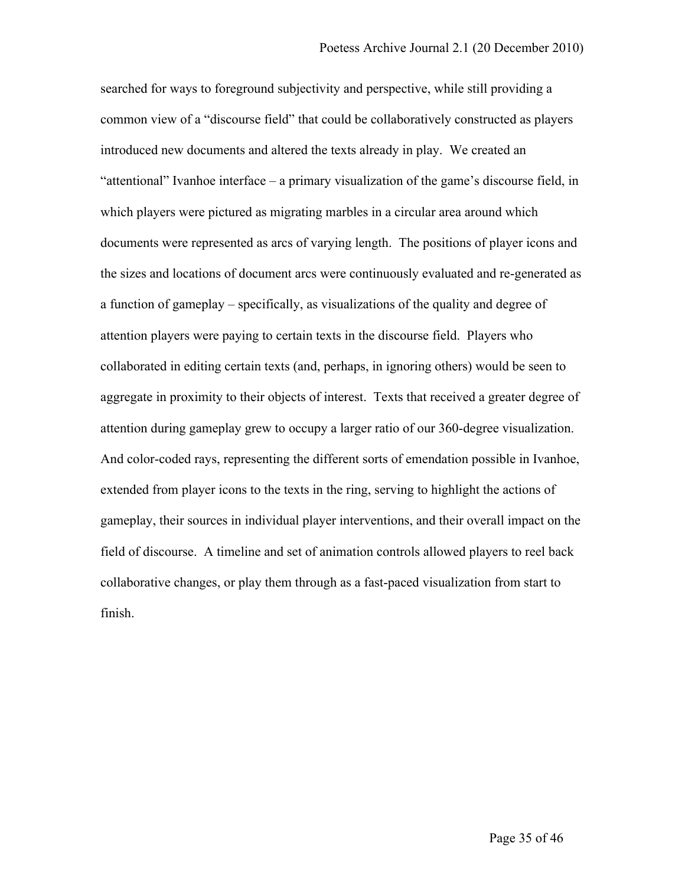searched for ways to foreground subjectivity and perspective, while still providing a common view of a "discourse field" that could be collaboratively constructed as players introduced new documents and altered the texts already in play. We created an "attentional" Ivanhoe interface – a primary visualization of the game's discourse field, in which players were pictured as migrating marbles in a circular area around which documents were represented as arcs of varying length. The positions of player icons and the sizes and locations of document arcs were continuously evaluated and re-generated as a function of gameplay – specifically, as visualizations of the quality and degree of attention players were paying to certain texts in the discourse field. Players who collaborated in editing certain texts (and, perhaps, in ignoring others) would be seen to aggregate in proximity to their objects of interest. Texts that received a greater degree of attention during gameplay grew to occupy a larger ratio of our 360-degree visualization. And color-coded rays, representing the different sorts of emendation possible in Ivanhoe, extended from player icons to the texts in the ring, serving to highlight the actions of gameplay, their sources in individual player interventions, and their overall impact on the field of discourse. A timeline and set of animation controls allowed players to reel back collaborative changes, or play them through as a fast-paced visualization from start to finish.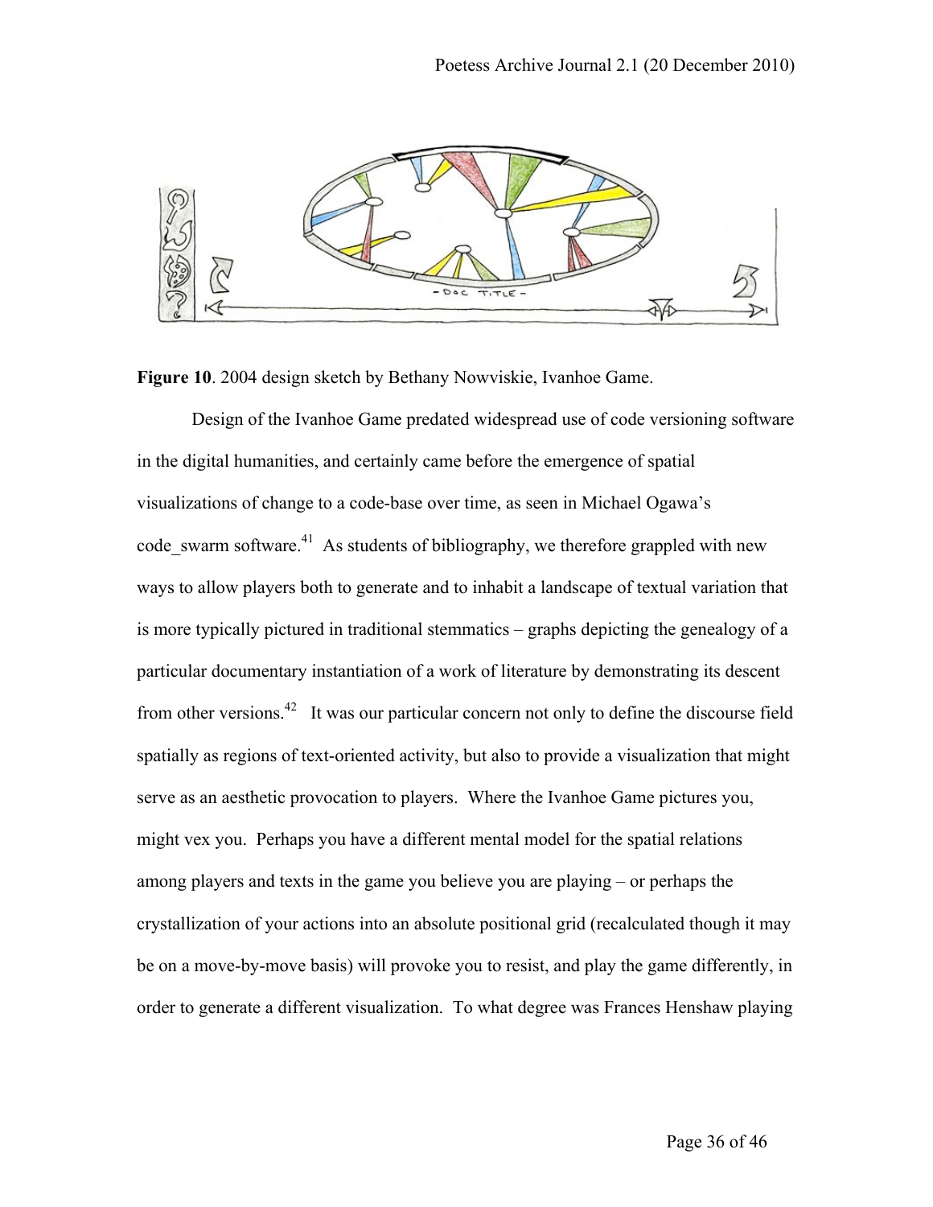**Figure 10**. 2004 design sketch by Bethany Nowviskie, Ivanhoe Game.

Design of the Ivanhoe Game predated widespread use of code versioning software in the digital humanities, and certainly came before the emergence of spatial visualizations of change to a code-base over time, as seen in Michael Ogawa's code_swarm software.[41] As students of bibliography, we therefore grappled with new ways to allow players both to generate and to inhabit a landscape of textual variation that is more typically pictured in traditional stemmatics – graphs depicting the genealogy of a particular documentary instantiation of a work of literature by demonstrating its descent from other versions.[42] It was our particular concern not only to define the discourse field spatially as regions of text-oriented activity, but also to provide a visualization that might serve as an aesthetic provocation to players. Where the Ivanhoe Game pictures you, might vex you. Perhaps you have a different mental model for the spatial relations among players and texts in the game you believe you are playing – or perhaps the crystallization of your actions into an absolute positional grid (recalculated though it may be on a move-by-move basis) will provoke you to resist, and play the game differently, in order to generate a different visualization. To what degree was Frances Henshaw playing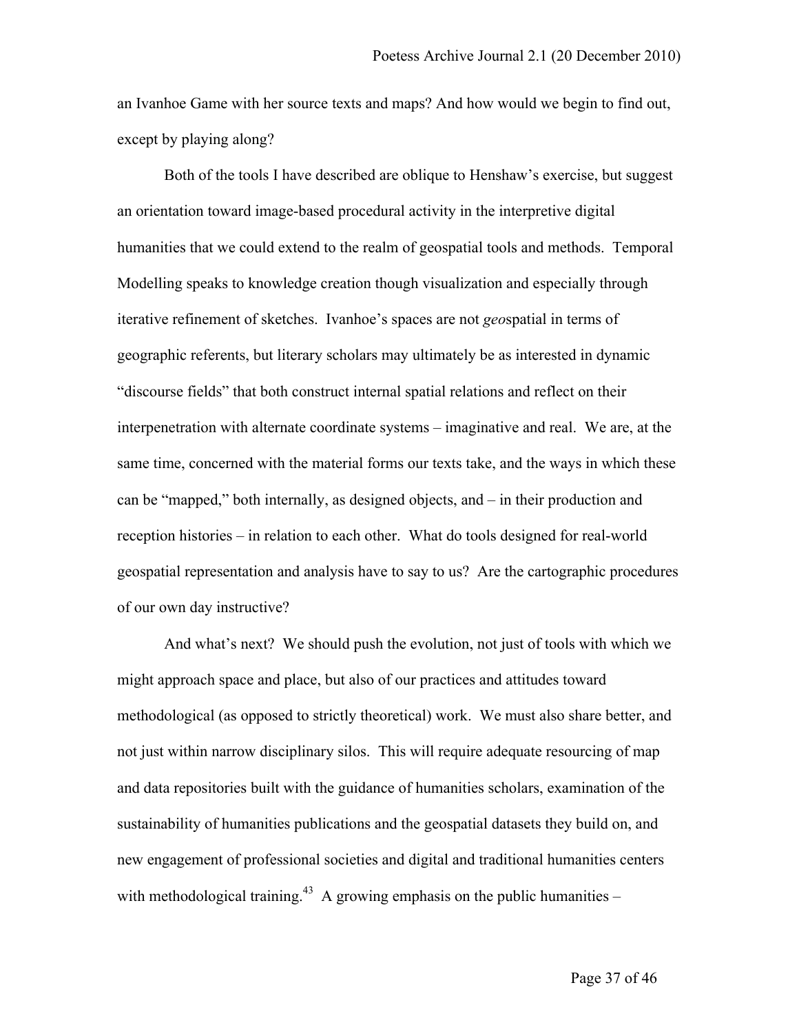an Ivanhoe Game with her source texts and maps? And how would we begin to find out, except by playing along?

Both of the tools I have described are oblique to Henshaw's exercise, but suggest an orientation toward image-based procedural activity in the interpretive digital humanities that we could extend to the realm of geospatial tools and methods. Temporal Modelling speaks to knowledge creation though visualization and especially through iterative refinement of sketches. Ivanhoe's spaces are not *geo*spatial in terms of geographic referents, but literary scholars may ultimately be as interested in dynamic "discourse fields" that both construct internal spatial relations and reflect on their interpenetration with alternate coordinate systems – imaginative and real. We are, at the same time, concerned with the material forms our texts take, and the ways in which these can be "mapped," both internally, as designed objects, and – in their production and reception histories – in relation to each other. What do tools designed for real-world geospatial representation and analysis have to say to us? Are the cartographic procedures of our own day instructive?

And what's next? We should push the evolution, not just of tools with which we might approach space and place, but also of our practices and attitudes toward methodological (as opposed to strictly theoretical) work. We must also share better, and not just within narrow disciplinary silos. This will require adequate resourcing of map and data repositories built with the guidance of humanities scholars, examination of the sustainability of humanities publications and the geospatial datasets they build on, and new engagement of professional societies and digital and traditional humanities centers with methodological training.[43] A growing emphasis on the public humanities –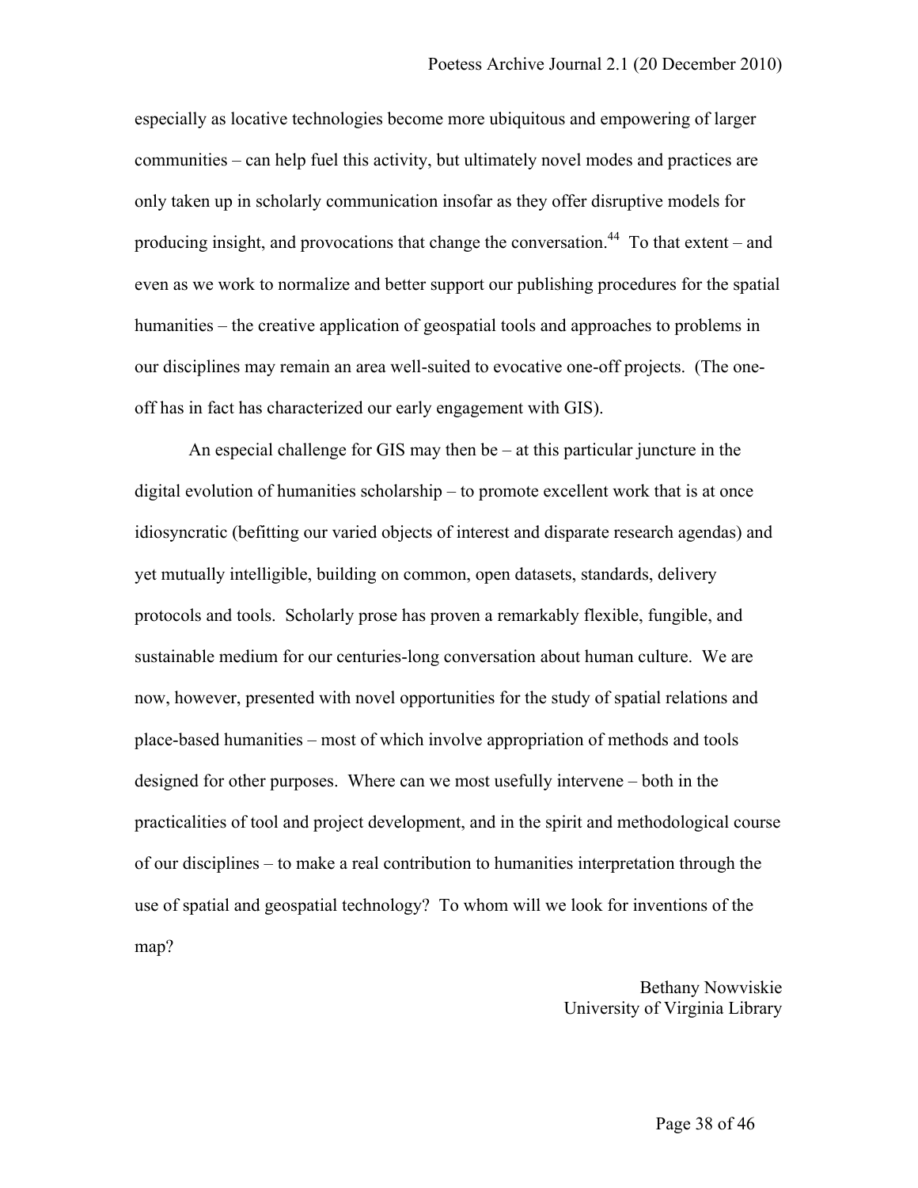especially as locative technologies become more ubiquitous and empowering of larger communities – can help fuel this activity, but ultimately novel modes and practices are only taken up in scholarly communication insofar as they offer disruptive models for producing insight, and provocations that change the conversation.[44] To that extent – and even as we work to normalize and better support our publishing procedures for the spatial humanities – the creative application of geospatial tools and approaches to problems in our disciplines may remain an area well-suited to evocative one-off projects. (The one-off has in fact has characterized our early engagement with GIS).

An especial challenge for GIS may then be – at this particular juncture in the digital evolution of humanities scholarship – to promote excellent work that is at once idiosyncratic (befitting our varied objects of interest and disparate research agendas) and yet mutually intelligible, building on common, open datasets, standards, delivery protocols and tools. Scholarly prose has proven a remarkably flexible, fungible, and sustainable medium for our centuries-long conversation about human culture. We are now, however, presented with novel opportunities for the study of spatial relations and place-based humanities – most of which involve appropriation of methods and tools designed for other purposes. Where can we most usefully intervene – both in the practicalities of tool and project development, and in the spirit and methodological course of our disciplines – to make a real contribution to humanities interpretation through the use of spatial and geospatial technology? To whom will we look for inventions of the map?

Bethany Nowviskie
University of Virginia Library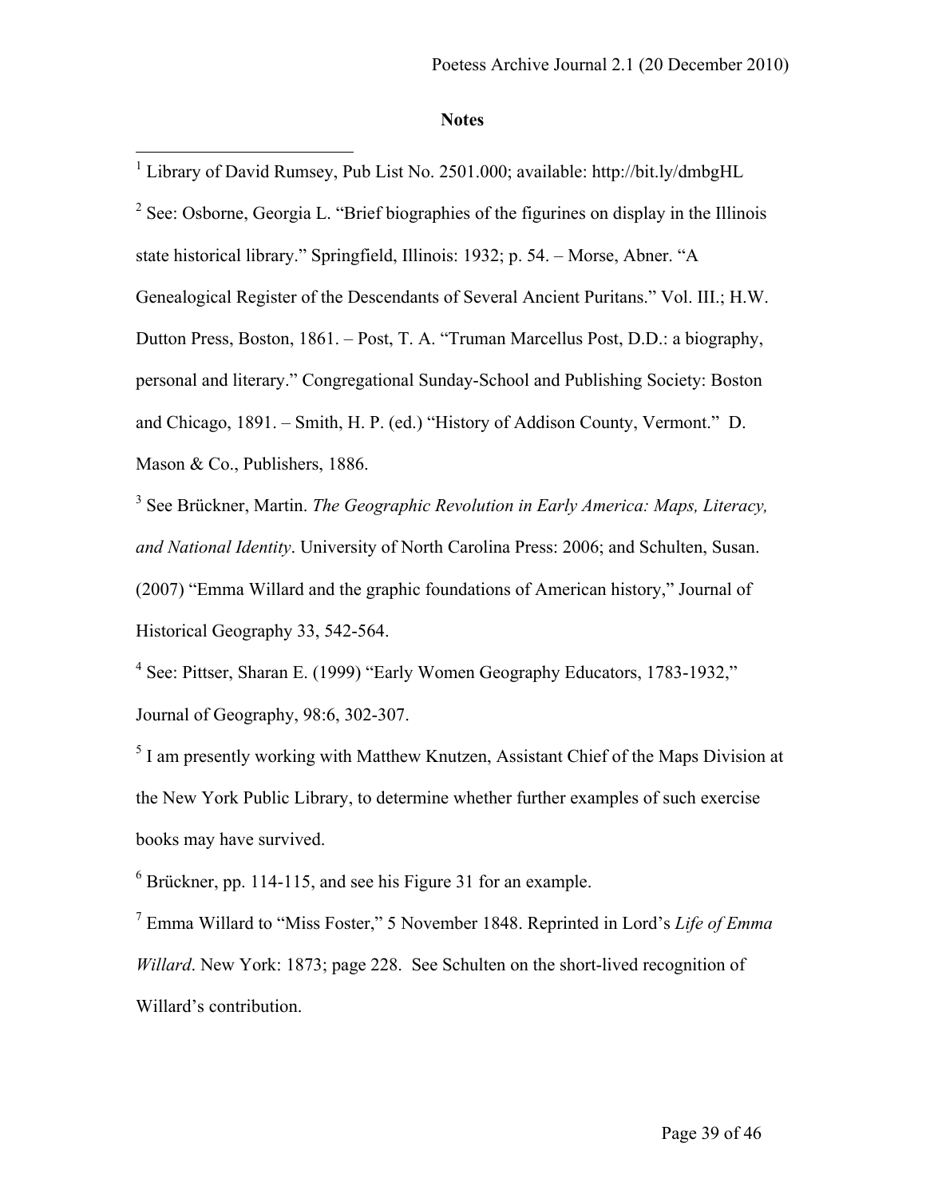**Notes**

[1] Library of David Rumsey, Pub List No. 2501.000; available: http://bit.ly/dmbgHL

[2] See: Osborne, Georgia L. "Brief biographies of the figurines on display in the Illinois state historical library." Springfield, Illinois: 1932; p. 54. – Morse, Abner. "A Genealogical Register of the Descendants of Several Ancient Puritans." Vol. III.; H.W. Dutton Press, Boston, 1861. – Post, T. A. "Truman Marcellus Post, D.D.: a biography, personal and literary." Congregational Sunday-School and Publishing Society: Boston and Chicago, 1891. – Smith, H. P. (ed.) "History of Addison County, Vermont." D. Mason & Co., Publishers, 1886.

[3] See Brückner, Martin. *The Geographic Revolution in Early America: Maps, Literacy, and National Identity*. University of North Carolina Press: 2006; and Schulten, Susan. (2007) "Emma Willard and the graphic foundations of American history," Journal of Historical Geography 33, 542-564.

[4] See: Pittser, Sharan E. (1999) "Early Women Geography Educators, 1783-1932," Journal of Geography, 98:6, 302-307.

[5] I am presently working with Matthew Knutzen, Assistant Chief of the Maps Division at the New York Public Library, to determine whether further examples of such exercise books may have survived.

[6] Brückner, pp. 114-115, and see his Figure 31 for an example.

[7] Emma Willard to "Miss Foster," 5 November 1848. Reprinted in Lord's *Life of Emma Willard*. New York: 1873; page 228. See Schulten on the short-lived recognition of Willard's contribution.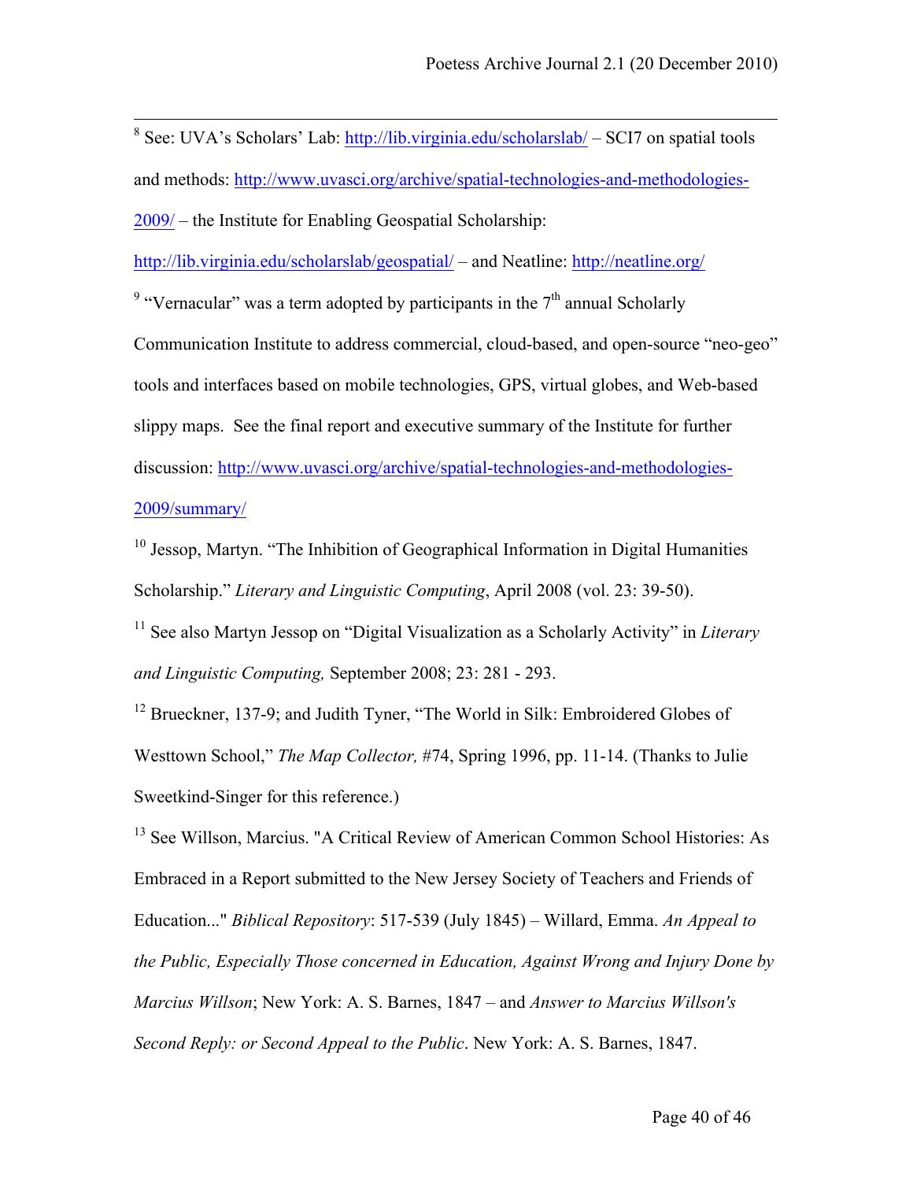[8] See: UVA's Scholars' Lab: http://lib.virginia.edu/scholarslab/ – SCI7 on spatial tools and methods: http://www.uvasci.org/archive/spatial-technologies-and-methodologies-2009/ – the Institute for Enabling Geospatial Scholarship: http://lib.virginia.edu/scholarslab/geospatial/ – and Neatline: http://neatline.org/

[9] "Vernacular" was a term adopted by participants in the 7th annual Scholarly Communication Institute to address commercial, cloud-based, and open-source "neo-geo" tools and interfaces based on mobile technologies, GPS, virtual globes, and Web-based slippy maps. See the final report and executive summary of the Institute for further discussion: http://www.uvasci.org/archive/spatial-technologies-and-methodologies-2009/summary/

[10] Jessop, Martyn. "The Inhibition of Geographical Information in Digital Humanities Scholarship." *Literary and Linguistic Computing*, April 2008 (vol. 23: 39-50).

[11] See also Martyn Jessop on "Digital Visualization as a Scholarly Activity" in *Literary and Linguistic Computing,* September 2008; 23: 281 - 293.

[12] Brueckner, 137-9; and Judith Tyner, "The World in Silk: Embroidered Globes of Westtown School," *The Map Collector,* #74, Spring 1996, pp. 11-14. (Thanks to Julie Sweetkind-Singer for this reference.)

[13] See Willson, Marcius. "A Critical Review of American Common School Histories: As Embraced in a Report submitted to the New Jersey Society of Teachers and Friends of Education..." *Biblical Repository*: 517-539 (July 1845) – Willard, Emma. *An Appeal to the Public, Especially Those concerned in Education, Against Wrong and Injury Done by Marcius Willson*; New York: A. S. Barnes, 1847 – and *Answer to Marcius Willson's Second Reply: or Second Appeal to the Public*. New York: A. S. Barnes, 1847.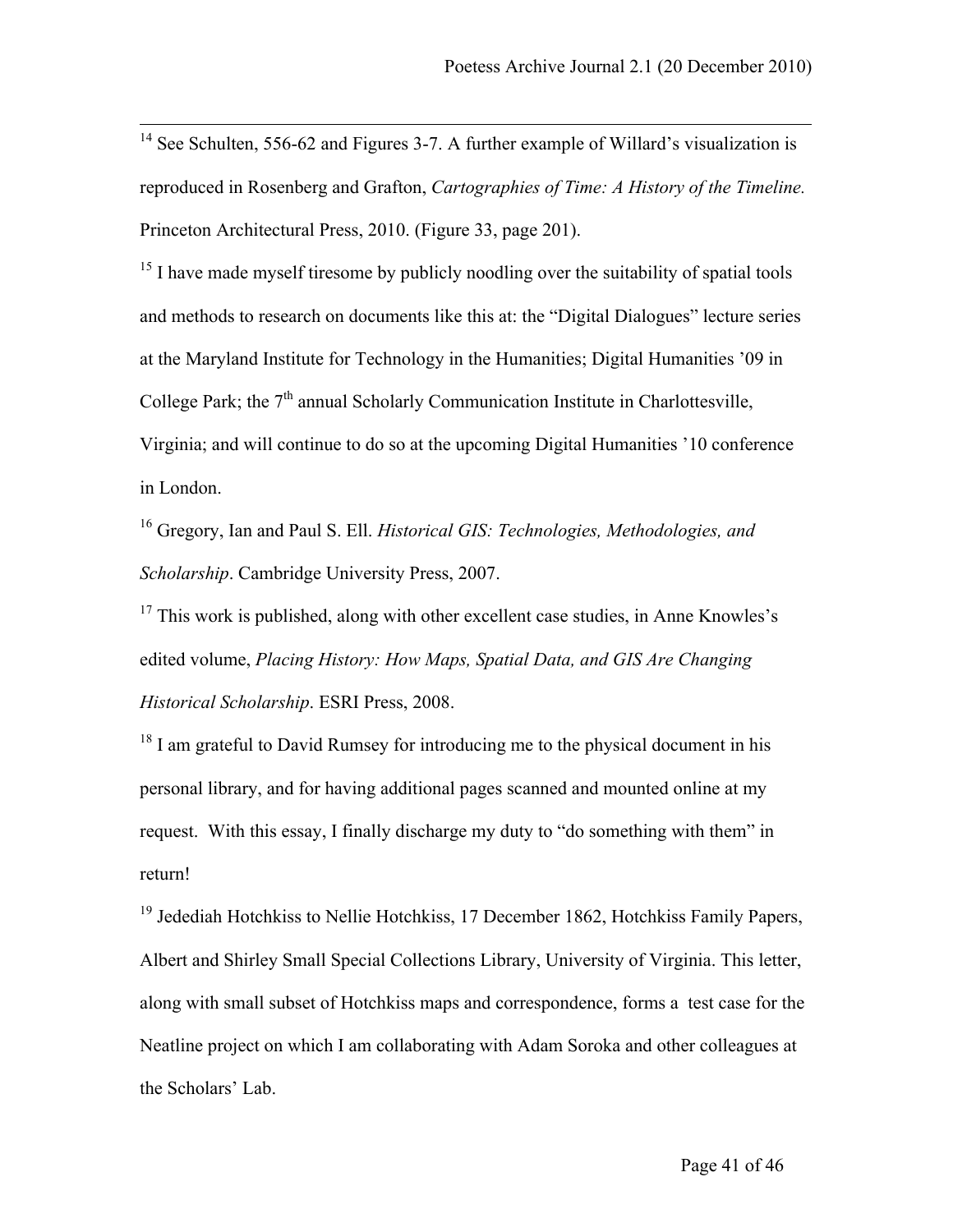[14] See Schulten, 556-62 and Figures 3-7. A further example of Willard's visualization is reproduced in Rosenberg and Grafton, *Cartographies of Time: A History of the Timeline.* Princeton Architectural Press, 2010. (Figure 33, page 201).

[15] I have made myself tiresome by publicly noodling over the suitability of spatial tools and methods to research on documents like this at: the "Digital Dialogues" lecture series at the Maryland Institute for Technology in the Humanities; Digital Humanities '09 in College Park; the 7th annual Scholarly Communication Institute in Charlottesville, Virginia; and will continue to do so at the upcoming Digital Humanities '10 conference in London.

[16] Gregory, Ian and Paul S. Ell. *Historical GIS: Technologies, Methodologies, and Scholarship*. Cambridge University Press, 2007.

[17] This work is published, along with other excellent case studies, in Anne Knowles's edited volume, *Placing History: How Maps, Spatial Data, and GIS Are Changing Historical Scholarship*. ESRI Press, 2008.

[18] I am grateful to David Rumsey for introducing me to the physical document in his personal library, and for having additional pages scanned and mounted online at my request. With this essay, I finally discharge my duty to "do something with them" in return!

[19] Jedediah Hotchkiss to Nellie Hotchkiss, 17 December 1862, Hotchkiss Family Papers, Albert and Shirley Small Special Collections Library, University of Virginia. This letter, along with small subset of Hotchkiss maps and correspondence, forms a test case for the Neatline project on which I am collaborating with Adam Soroka and other colleagues at the Scholars' Lab.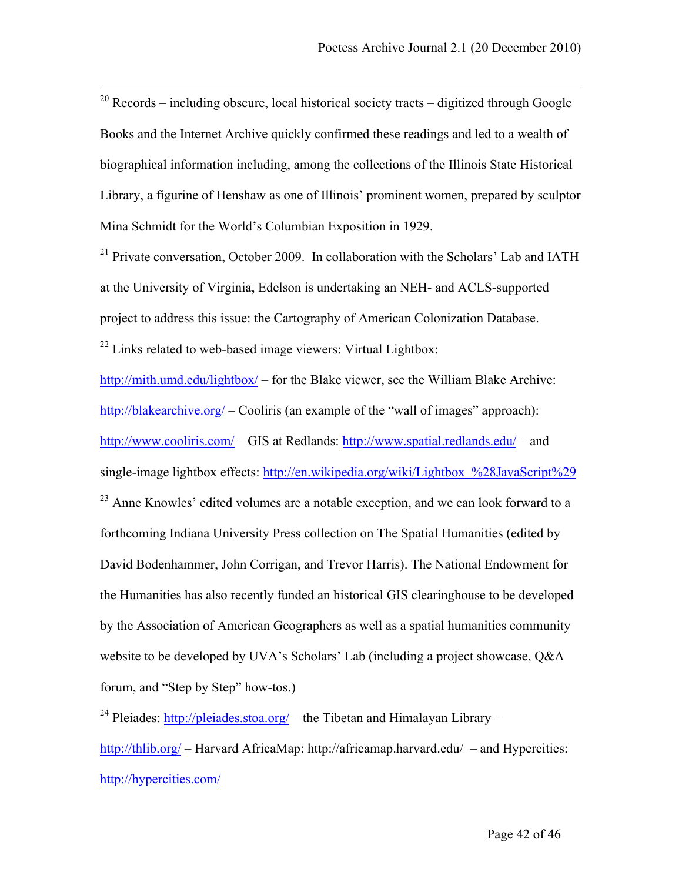[20] Records – including obscure, local historical society tracts – digitized through Google Books and the Internet Archive quickly confirmed these readings and led to a wealth of biographical information including, among the collections of the Illinois State Historical Library, a figurine of Henshaw as one of Illinois' prominent women, prepared by sculptor Mina Schmidt for the World's Columbian Exposition in 1929.

[21] Private conversation, October 2009. In collaboration with the Scholars' Lab and IATH at the University of Virginia, Edelson is undertaking an NEH- and ACLS-supported project to address this issue: the Cartography of American Colonization Database.

[22] Links related to web-based image viewers: Virtual Lightbox: http://mith.umd.edu/lightbox/ – for the Blake viewer, see the William Blake Archive: http://blakearchive.org/ – Cooliris (an example of the "wall of images" approach): http://www.cooliris.com/ – GIS at Redlands: http://www.spatial.redlands.edu/ – and single-image lightbox effects: http://en.wikipedia.org/wiki/Lightbox_%28JavaScript%29

[23] Anne Knowles' edited volumes are a notable exception, and we can look forward to a forthcoming Indiana University Press collection on The Spatial Humanities (edited by David Bodenhammer, John Corrigan, and Trevor Harris). The National Endowment for the Humanities has also recently funded an historical GIS clearinghouse to be developed by the Association of American Geographers as well as a spatial humanities community website to be developed by UVA's Scholars' Lab (including a project showcase, Q&A forum, and "Step by Step" how-tos.)

[24] Pleiades: http://pleiades.stoa.org/ – the Tibetan and Himalayan Library – http://thlib.org/ – Harvard AfricaMap: http://africamap.harvard.edu/ – and Hypercities: http://hypercities.com/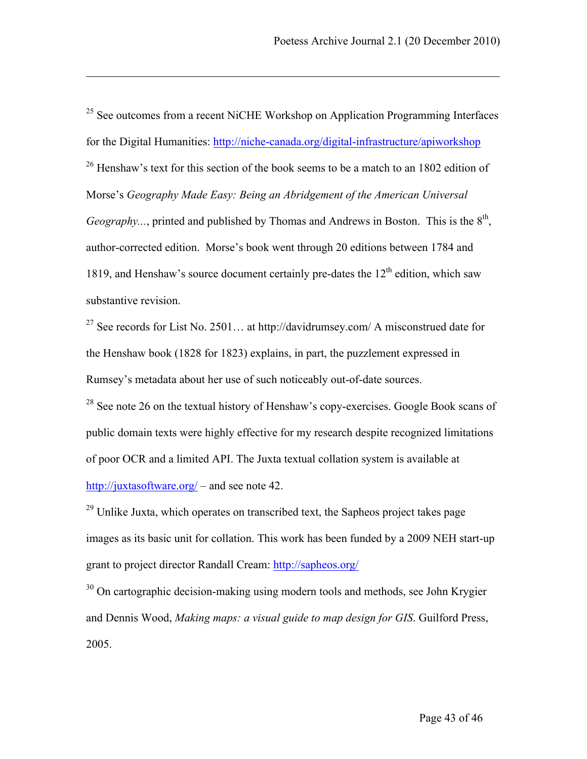[25] See outcomes from a recent NiCHE Workshop on Application Programming Interfaces for the Digital Humanities: http://niche-canada.org/digital-infrastructure/apiworkshop

[26] Henshaw's text for this section of the book seems to be a match to an 1802 edition of Morse's *Geography Made Easy: Being an Abridgement of the American Universal Geography...*, printed and published by Thomas and Andrews in Boston. This is the 8th, author-corrected edition. Morse's book went through 20 editions between 1784 and 1819, and Henshaw's source document certainly pre-dates the 12th edition, which saw substantive revision.

[27] See records for List No. 2501… at http://davidrumsey.com/ A misconstrued date for the Henshaw book (1828 for 1823) explains, in part, the puzzlement expressed in Rumsey's metadata about her use of such noticeably out-of-date sources.

[28] See note 26 on the textual history of Henshaw's copy-exercises. Google Book scans of public domain texts were highly effective for my research despite recognized limitations of poor OCR and a limited API. The Juxta textual collation system is available at http://juxtasoftware.org/ – and see note 42.

[29] Unlike Juxta, which operates on transcribed text, the Sapheos project takes page images as its basic unit for collation. This work has been funded by a 2009 NEH start-up grant to project director Randall Cream: http://sapheos.org/

[30] On cartographic decision-making using modern tools and methods, see John Krygier and Dennis Wood, *Making maps: a visual guide to map design for GIS*. Guilford Press, 2005.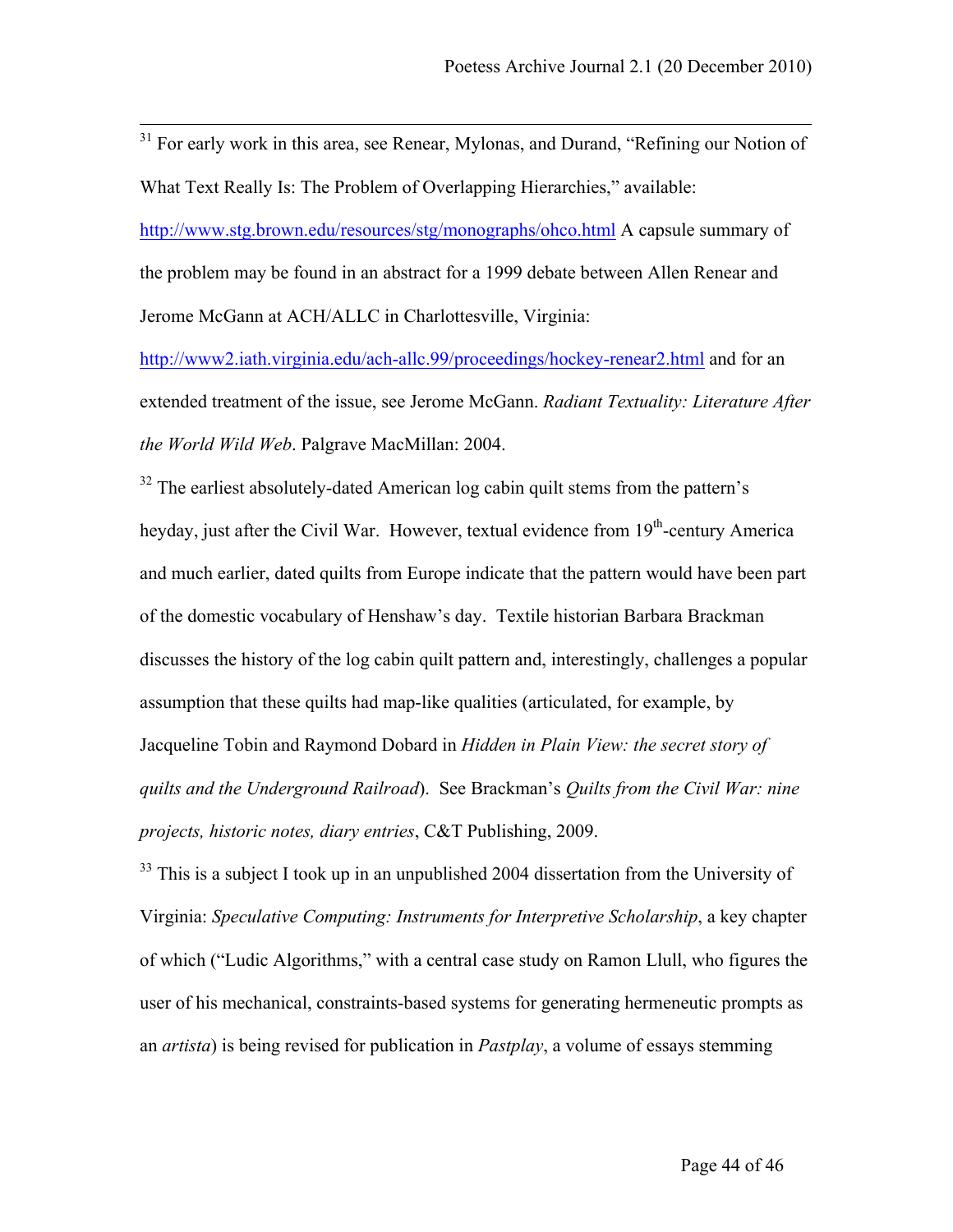[31] For early work in this area, see Renear, Mylonas, and Durand, "Refining our Notion of What Text Really Is: The Problem of Overlapping Hierarchies," available: http://www.stg.brown.edu/resources/stg/monographs/ohco.html A capsule summary of the problem may be found in an abstract for a 1999 debate between Allen Renear and Jerome McGann at ACH/ALLC in Charlottesville, Virginia: http://www2.iath.virginia.edu/ach-allc.99/proceedings/hockey-renear2.html and for an extended treatment of the issue, see Jerome McGann. *Radiant Textuality: Literature After the World Wild Web*. Palgrave MacMillan: 2004.

[32] The earliest absolutely-dated American log cabin quilt stems from the pattern's heyday, just after the Civil War. However, textual evidence from 19th-century America and much earlier, dated quilts from Europe indicate that the pattern would have been part of the domestic vocabulary of Henshaw's day. Textile historian Barbara Brackman discusses the history of the log cabin quilt pattern and, interestingly, challenges a popular assumption that these quilts had map-like qualities (articulated, for example, by Jacqueline Tobin and Raymond Dobard in *Hidden in Plain View: the secret story of quilts and the Underground Railroad*). See Brackman's *Quilts from the Civil War: nine projects, historic notes, diary entries*, C&T Publishing, 2009.

[33] This is a subject I took up in an unpublished 2004 dissertation from the University of Virginia: *Speculative Computing: Instruments for Interpretive Scholarship*, a key chapter of which ("Ludic Algorithms," with a central case study on Ramon Llull, who figures the user of his mechanical, constraints-based systems for generating hermeneutic prompts as an *artista*) is being revised for publication in *Pastplay*, a volume of essays stemming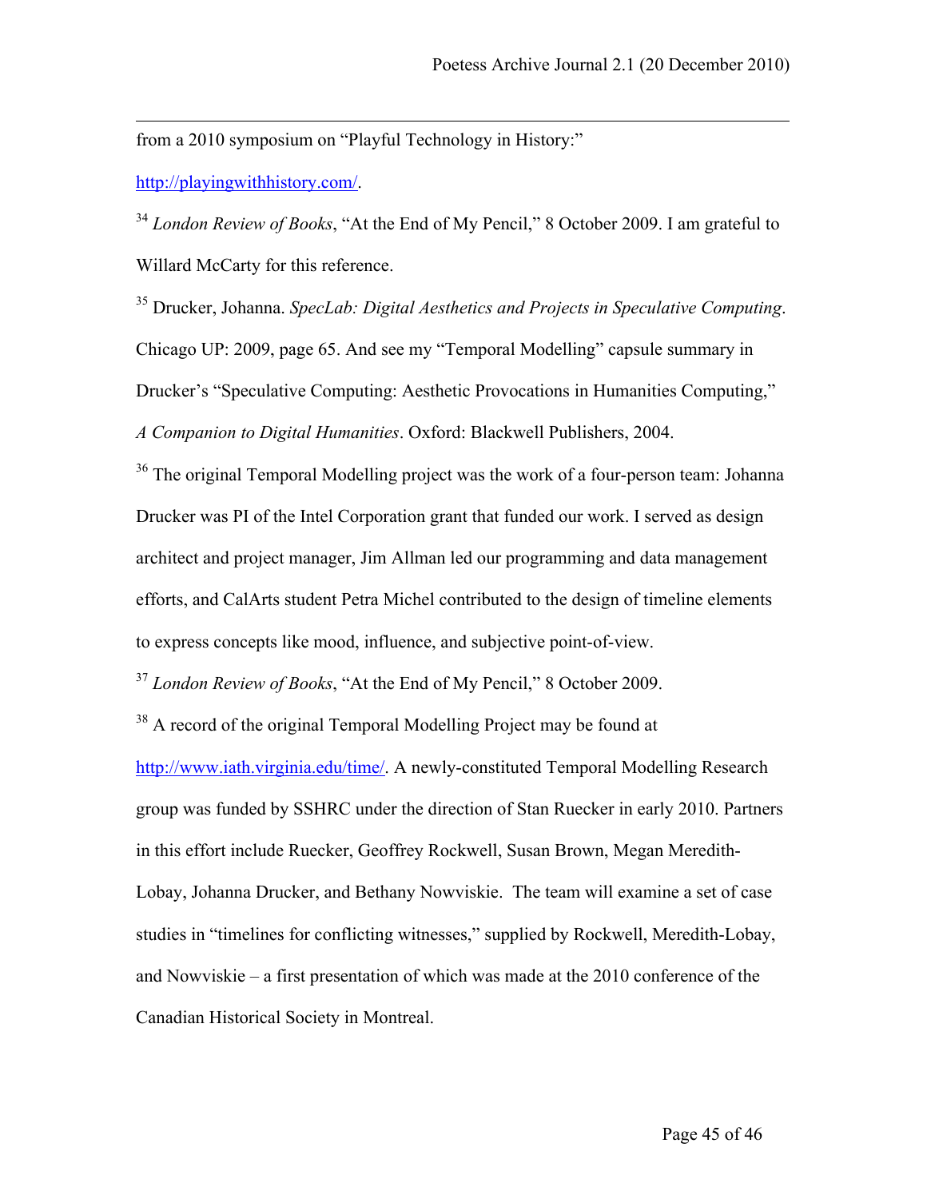from a 2010 symposium on "Playful Technology in History:" http://playingwithhistory.com/.

[34] *London Review of Books*, "At the End of My Pencil," 8 October 2009. I am grateful to Willard McCarty for this reference.

[35] Drucker, Johanna. *SpecLab: Digital Aesthetics and Projects in Speculative Computing*. Chicago UP: 2009, page 65. And see my "Temporal Modelling" capsule summary in Drucker's "Speculative Computing: Aesthetic Provocations in Humanities Computing," *A Companion to Digital Humanities*. Oxford: Blackwell Publishers, 2004.

[36] The original Temporal Modelling project was the work of a four-person team: Johanna Drucker was PI of the Intel Corporation grant that funded our work. I served as design architect and project manager, Jim Allman led our programming and data management efforts, and CalArts student Petra Michel contributed to the design of timeline elements to express concepts like mood, influence, and subjective point-of-view.

[37] *London Review of Books*, "At the End of My Pencil," 8 October 2009.

[38] A record of the original Temporal Modelling Project may be found at http://www.iath.virginia.edu/time/. A newly-constituted Temporal Modelling Research group was funded by SSHRC under the direction of Stan Ruecker in early 2010. Partners in this effort include Ruecker, Geoffrey Rockwell, Susan Brown, Megan Meredith-Lobay, Johanna Drucker, and Bethany Nowviskie. The team will examine a set of case studies in "timelines for conflicting witnesses," supplied by Rockwell, Meredith-Lobay, and Nowviskie – a first presentation of which was made at the 2010 conference of the Canadian Historical Society in Montreal.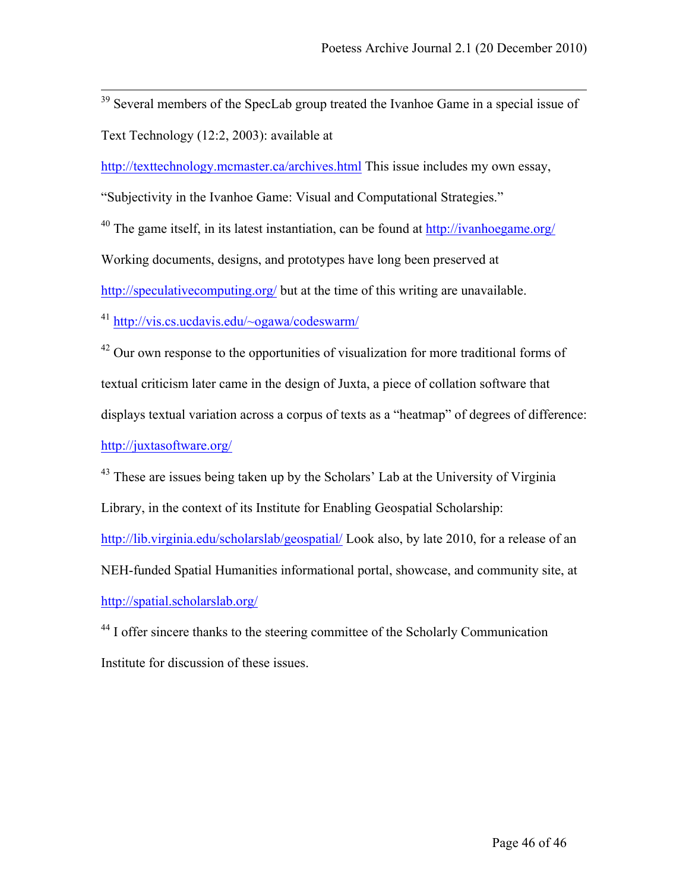[39] Several members of the SpecLab group treated the Ivanhoe Game in a special issue of Text Technology (12:2, 2003): available at http://texttechnology.mcmaster.ca/archives.html This issue includes my own essay, “Subjectivity in the Ivanhoe Game: Visual and Computational Strategies.”

[40] The game itself, in its latest instantiation, can be found at http://ivanhoegame.org/ Working documents, designs, and prototypes have long been preserved at http://speculativecomputing.org/ but at the time of this writing are unavailable.

[41] http://vis.cs.ucdavis.edu/~ogawa/codeswarm/

[42] Our own response to the opportunities of visualization for more traditional forms of textual criticism later came in the design of Juxta, a piece of collation software that displays textual variation across a corpus of texts as a “heatmap” of degrees of difference: http://juxtasoftware.org/

[43] These are issues being taken up by the Scholars’ Lab at the University of Virginia Library, in the context of its Institute for Enabling Geospatial Scholarship: http://lib.virginia.edu/scholarslab/geospatial/ Look also, by late 2010, for a release of an NEH-funded Spatial Humanities informational portal, showcase, and community site, at http://spatial.scholarslab.org/

[44] I offer sincere thanks to the steering committee of the Scholarly Communication Institute for discussion of these issues.